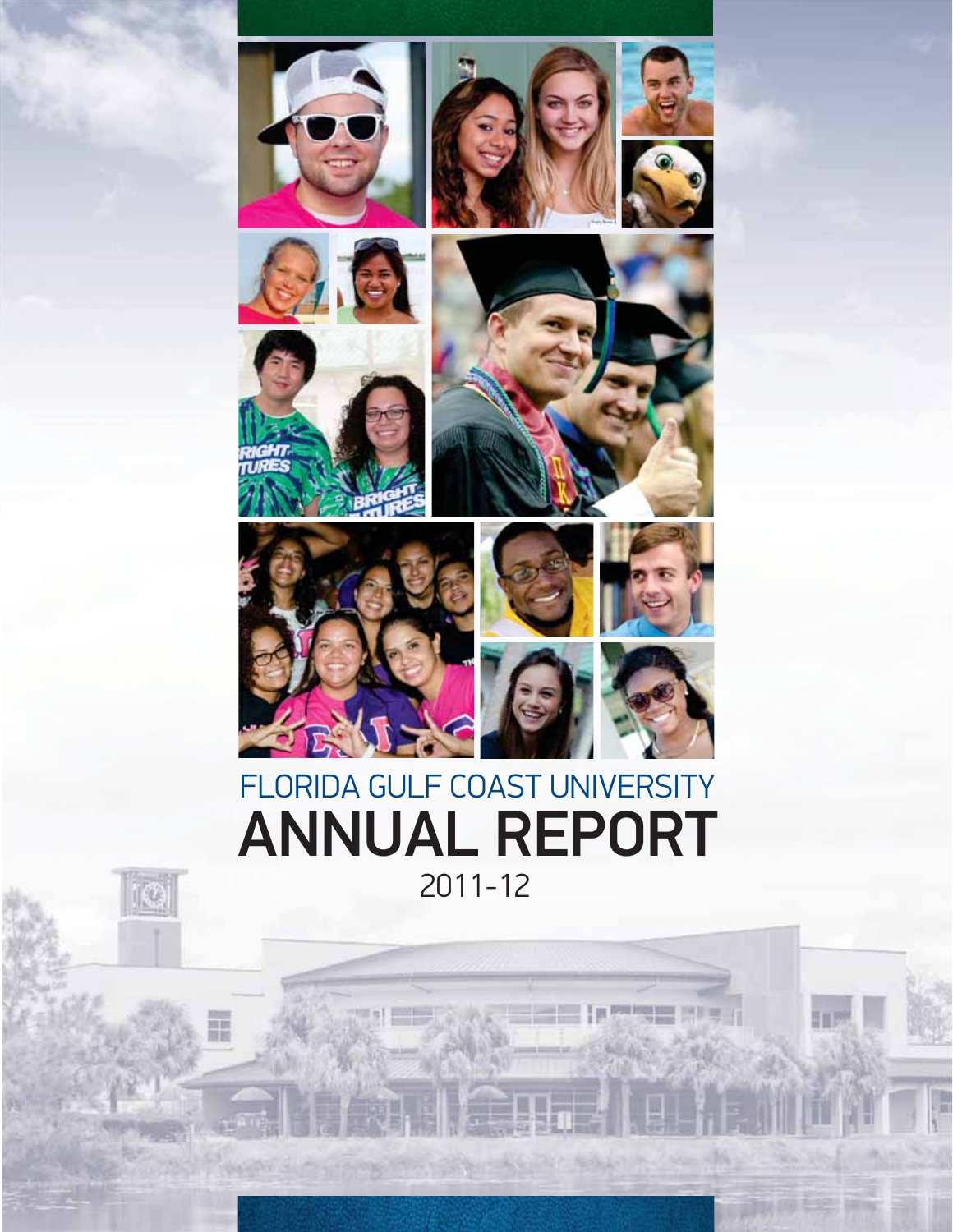FLORIDA GULF COAST UNIVERSITY

# ANNUAL REPORT

2011-12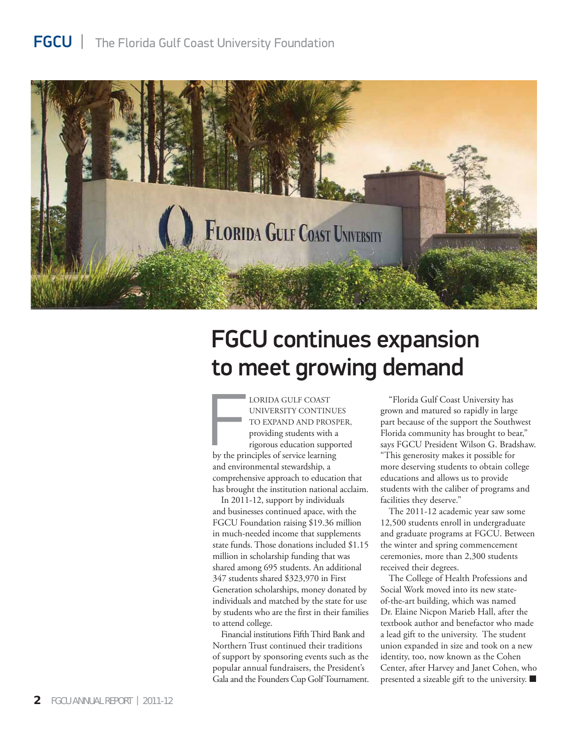# FGCU continues expansion to meet growing demand

FLORIDA GULF COAST UNIVERSITY CONTINUES TO EXPAND AND PROSPER, providing students with a rigorous education supported by the principles of service learning and environmental stewardship, a comprehensive approach to education that has brought the institution national acclaim.

In 2011-12, support by individuals and businesses continued apace, with the FGCU Foundation raising $19.36 million in much-needed income that supplements state funds. Those donations included $1.15 million in scholarship funding that was shared among 695 students. An additional 347 students shared $323,970 in First Generation scholarships, money donated by individuals and matched by the state for use by students who are the first in their families to attend college.

Financial institutions Fifth Third Bank and Northern Trust continued their traditions of support by sponsoring events such as the popular annual fundraisers, the President's Gala and the Founders Cup Golf Tournament.

"Florida Gulf Coast University has grown and matured so rapidly in large part because of the support the Southwest Florida community has brought to bear," says FGCU President Wilson G. Bradshaw. "This generosity makes it possible for more deserving students to obtain college educations and allows us to provide students with the caliber of programs and facilities they deserve."

The 2011-12 academic year saw some 12,500 students enroll in undergraduate and graduate programs at FGCU. Between the winter and spring commencement ceremonies, more than 2,300 students received their degrees.

The College of Health Professions and Social Work moved into its new state-of-the-art building, which was named Dr. Elaine Nicpon Marieb Hall, after the textbook author and benefactor who made a lead gift to the university. The student union expanded in size and took on a new identity, too, now known as the Cohen Center, after Harvey and Janet Cohen, who presented a sizeable gift to the university. ■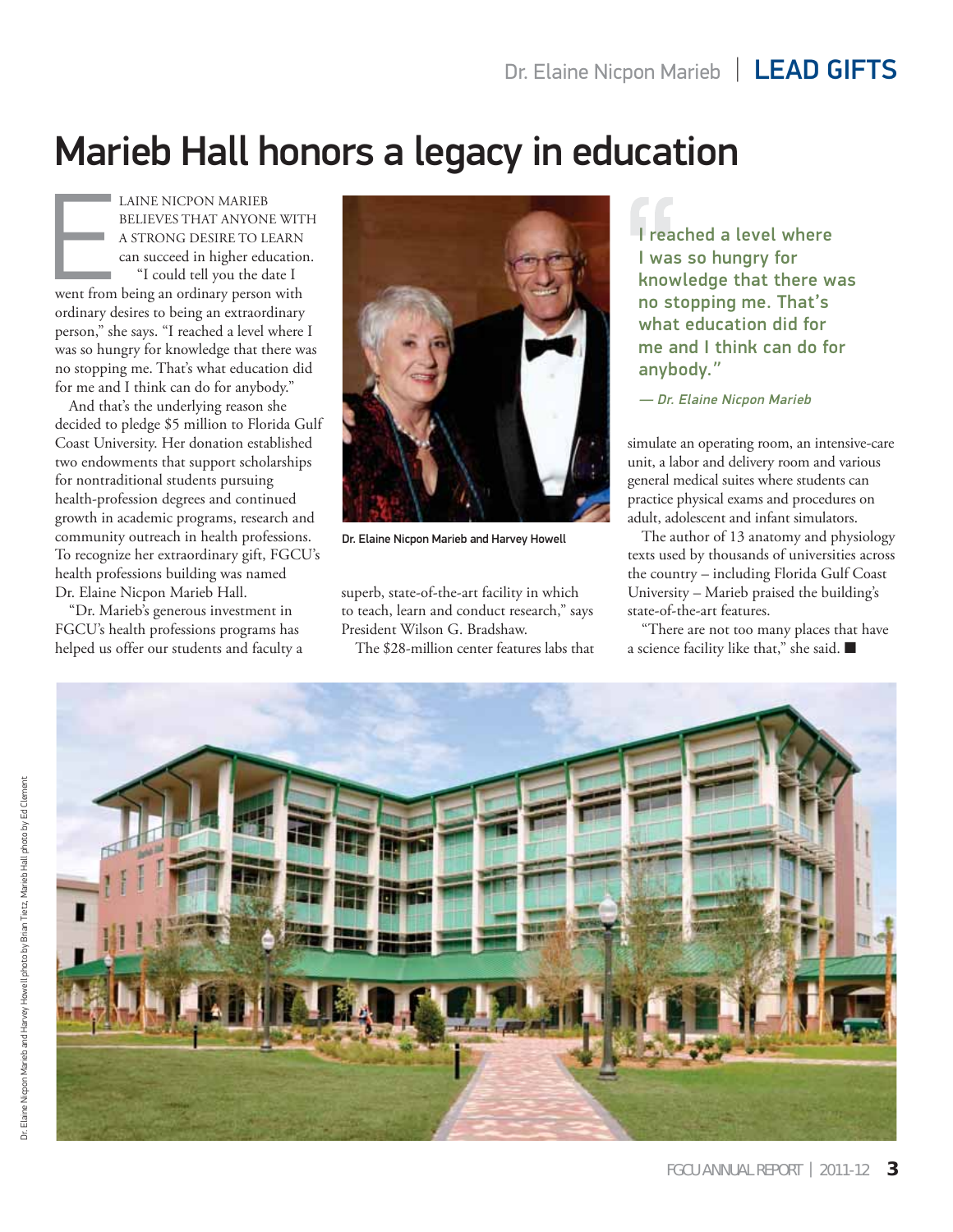# Marieb Hall honors a legacy in education

ELAINE NICPON MARIEB BELIEVES THAT ANYONE WITH A STRONG DESIRE TO LEARN can succeed in higher education.

"I could tell you the date I went from being an ordinary person with ordinary desires to being an extraordinary person," she says. "I reached a level where I was so hungry for knowledge that there was no stopping me. That's what education did for me and I think can do for anybody."

And that's the underlying reason she decided to pledge $5 million to Florida Gulf Coast University. Her donation established two endowments that support scholarships for nontraditional students pursuing health-profession degrees and continued growth in academic programs, research and community outreach in health professions. To recognize her extraordinary gift, FGCU's health professions building was named Dr. Elaine Nicpon Marieb Hall.

"Dr. Marieb's generous investment in FGCU's health professions programs has helped us offer our students and faculty a superb, state-of-the-art facility in which to teach, learn and conduct research," says President Wilson G. Bradshaw.

Dr. Elaine Nicpon Marieb and Harvey Howell

The $28-million center features labs that simulate an operating room, an intensive-care unit, a labor and delivery room and various general medical suites where students can practice physical exams and procedures on adult, adolescent and infant simulators.

> "I reached a level where I was so hungry for knowledge that there was no stopping me. That's what education did for me and I think can do for anybody."
>
> *— Dr. Elaine Nicpon Marieb*

The author of 13 anatomy and physiology texts used by thousands of universities across the country – including Florida Gulf Coast University – Marieb praised the building's state-of-the-art features.

"There are not too many places that have a science facility like that," she said. ■

Dr. Elaine Nicpon Marieb and Harvey Howell photo by Brian Tietz, Marieb Hall photo by Ed Clement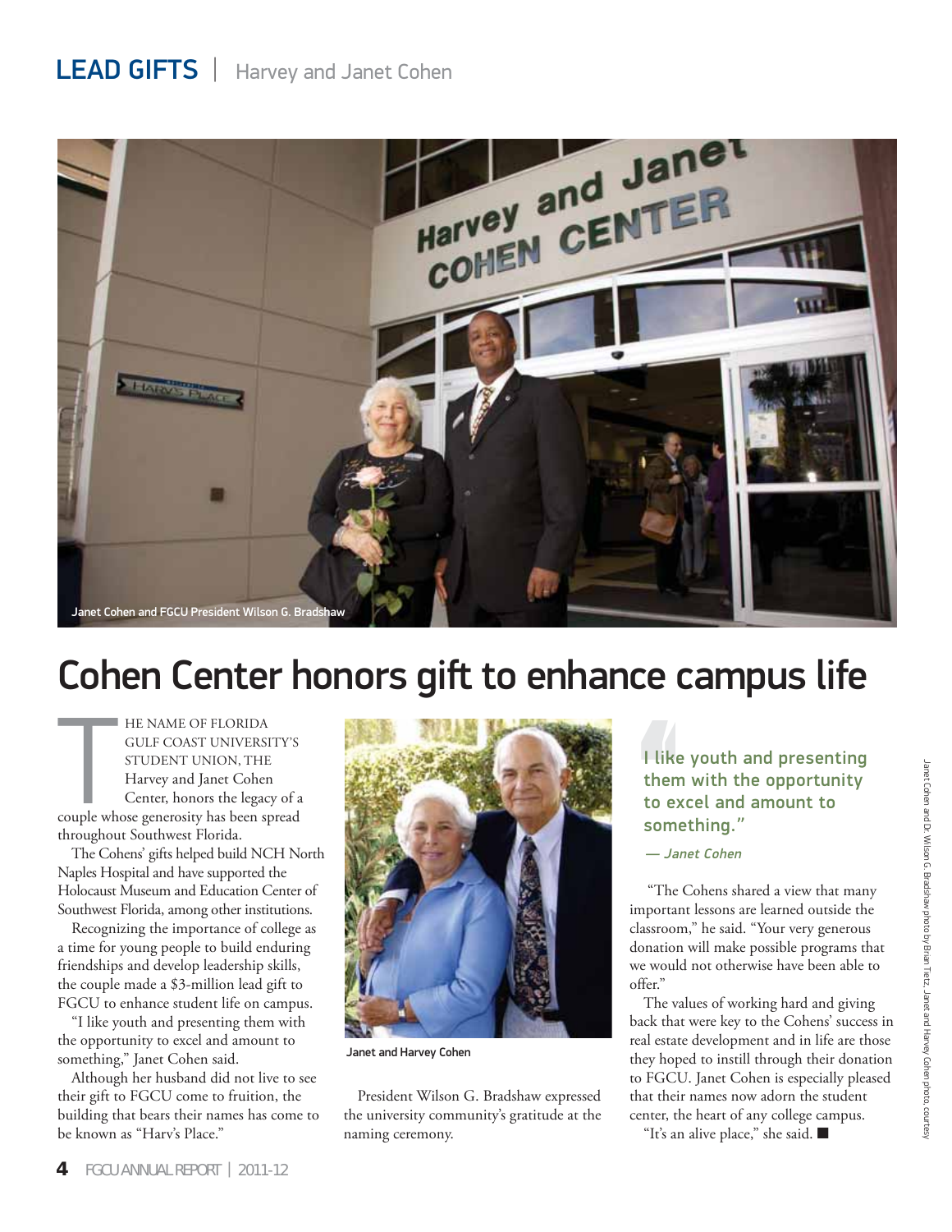LEAD GIFTS | Harvey and Janet Cohen

Janet Cohen and FGCU President Wilson G. Bradshaw

# Cohen Center honors gift to enhance campus life

THE NAME OF FLORIDA GULF COAST UNIVERSITY'S STUDENT UNION, THE Harvey and Janet Cohen Center, honors the legacy of a couple whose generosity has been spread throughout Southwest Florida.

The Cohens' gifts helped build NCH North Naples Hospital and have supported the Holocaust Museum and Education Center of Southwest Florida, among other institutions.

Recognizing the importance of college as a time for young people to build enduring friendships and develop leadership skills, the couple made a $3-million lead gift to FGCU to enhance student life on campus.

"I like youth and presenting them with the opportunity to excel and amount to something," Janet Cohen said.

Although her husband did not live to see their gift to FGCU come to fruition, the building that bears their names has come to be known as "Harv's Place."

Janet and Harvey Cohen

President Wilson G. Bradshaw expressed the university community's gratitude at the naming ceremony.

> "I like youth and presenting them with the opportunity to excel and amount to something."
>
> *— Janet Cohen*

"The Cohens shared a view that many important lessons are learned outside the classroom," he said. "Your very generous donation will make possible programs that we would not otherwise have been able to offer."

The values of working hard and giving back that were key to the Cohens' success in real estate development and in life are those they hoped to instill through their donation to FGCU. Janet Cohen is especially pleased that their names now adorn the student center, the heart of any college campus.

"It's an alive place," she said. ■

Janet Cohen and Dr. Wilson G. Bradshaw photo by Brian Tietz, Janet and Harvey Cohen photo, courtesy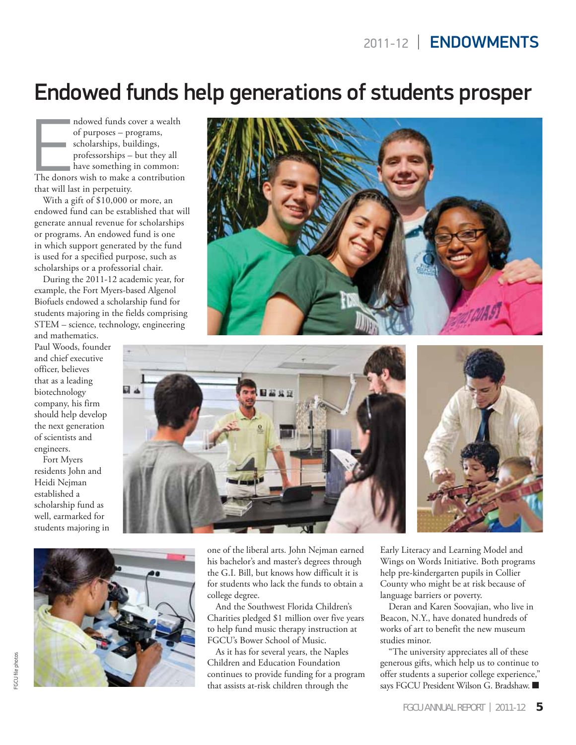# Endowed funds help generations of students prosper

Endowed funds cover a wealth of purposes – programs, scholarships, buildings, professorships – but they all have something in common: The donors wish to make a contribution that will last in perpetuity.

With a gift of $10,000 or more, an endowed fund can be established that will generate annual revenue for scholarships or programs. An endowed fund is one in which support generated by the fund is used for a specified purpose, such as scholarships or a professorial chair.

During the 2011-12 academic year, for example, the Fort Myers-based Algenol Biofuels endowed a scholarship fund for students majoring in the fields comprising STEM – science, technology, engineering and mathematics. Paul Woods, founder and chief executive officer, believes that as a leading biotechnology company, his firm should help develop the next generation of scientists and engineers.

Fort Myers residents John and Heidi Nejman established a scholarship fund as well, earmarked for students majoring in one of the liberal arts. John Nejman earned his bachelor's and master's degrees through the G.I. Bill, but knows how difficult it is for students who lack the funds to obtain a college degree.

And the Southwest Florida Children's Charities pledged $1 million over five years to help fund music therapy instruction at FGCU's Bower School of Music.

As it has for several years, the Naples Children and Education Foundation continues to provide funding for a program that assists at-risk children through the Early Literacy and Learning Model and Wings on Words Initiative. Both programs help pre-kindergarten pupils in Collier County who might be at risk because of language barriers or poverty.

Deran and Karen Soovajian, who live in Beacon, N.Y., have donated hundreds of works of art to benefit the new museum studies minor.

"The university appreciates all of these generous gifts, which help us to continue to offer students a superior college experience," says FGCU President Wilson G. Bradshaw. ■

FGCU file photos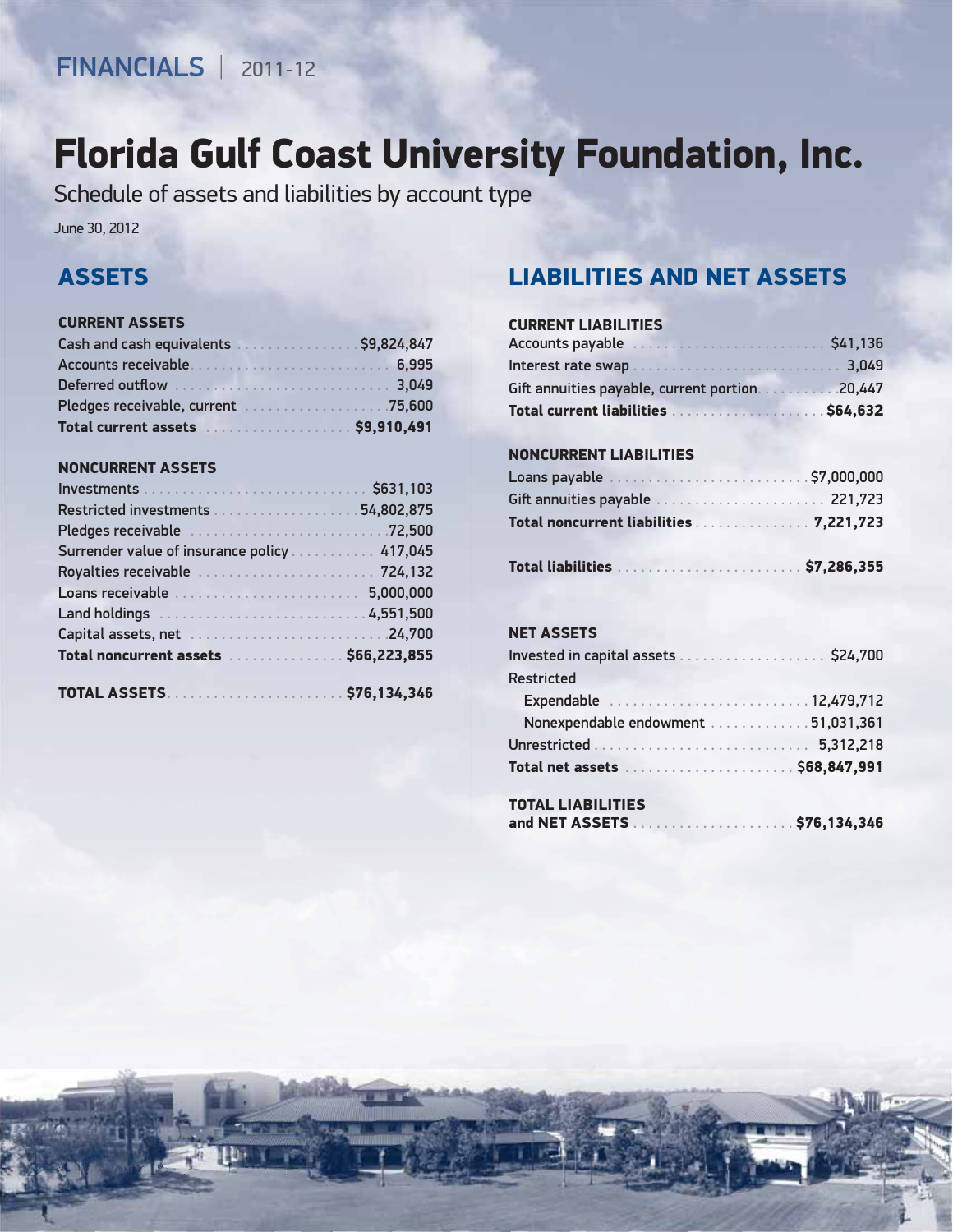# FINANCIALS | 2011-12

# Florida Gulf Coast University Foundation, Inc.

Schedule of assets and liabilities by account type

June 30, 2012

## ASSETS

| CURRENT ASSETS | |
|---|---|
| Cash and cash equivalents | $9,824,847 |
| Accounts receivable | 6,995 |
| Deferred outflow | 3,049 |
| Pledges receivable, current | 75,600 |
| **Total current assets** | **$9,910,491** |

| NONCURRENT ASSETS | |
|---|---|
| Investments | $631,103 |
| Restricted investments | 54,802,875 |
| Pledges receivable | 72,500 |
| Surrender value of insurance policy | 417,045 |
| Royalties receivable | 724,132 |
| Loans receivable | 5,000,000 |
| Land holdings | 4,551,500 |
| Capital assets, net | 24,700 |
| **Total noncurrent assets** | **$66,223,855** |

| | |
|---|---|
| **TOTAL ASSETS** | **$76,134,346** |

## LIABILITIES AND NET ASSETS

| CURRENT LIABILITIES | |
|---|---|
| Accounts payable | $41,136 |
| Interest rate swap | 3,049 |
| Gift annuities payable, current portion | 20,447 |
| **Total current liabilities** | **$64,632** |

| NONCURRENT LIABILITIES | |
|---|---|
| Loans payable | $7,000,000 |
| Gift annuities payable | 221,723 |
| **Total noncurrent liabilities** | **7,221,723** |

| | |
|---|---|
| **Total liabilities** | **$7,286,355** |

| NET ASSETS | |
|---|---|
| Invested in capital assets | $24,700 |
| Restricted | |
| Expendable | 12,479,712 |
| Nonexpendable endowment | 51,031,361 |
| Unrestricted | 5,312,218 |
| **Total net assets** | **$68,847,991** |

| | |
|---|---|
| **TOTAL LIABILITIES and NET ASSETS** | **$76,134,346** |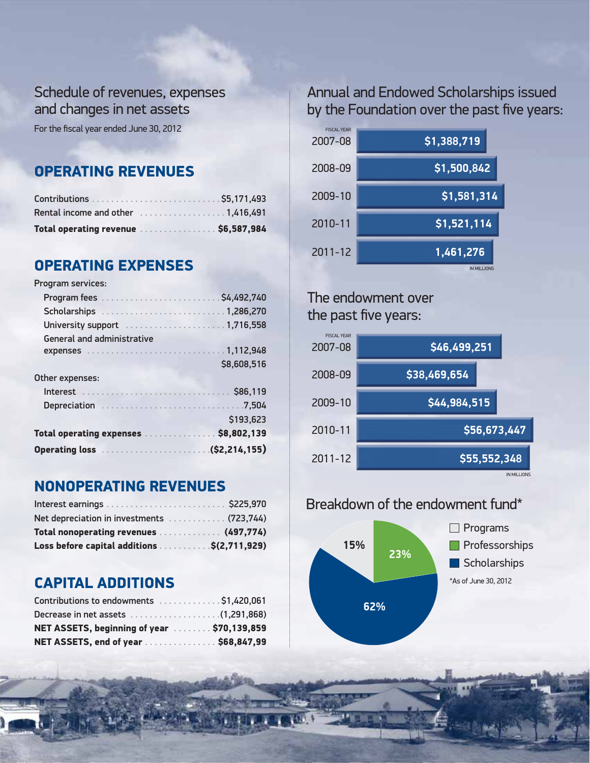## Schedule of revenues, expenses and changes in net assets

For the fiscal year ended June 30, 2012

### OPERATING REVENUES

| | |
|---|---|
| Contributions | $5,171,493 |
| Rental income and other | 1,416,491 |
| **Total operating revenue** | **$6,587,984** |

### OPERATING EXPENSES

| | |
|---|---|
| Program services: | |
| Program fees | $4,492,740 |
| Scholarships | 1,286,270 |
| University support | 1,716,558 |
| General and administrative expenses | 1,112,948 |
| | $8,608,516 |
| Other expenses: | |
| Interest | $86,119 |
| Depreciation | 7,504 |
| | $193,623 |
| **Total operating expenses** | **$8,802,139** |
| **Operating loss** | **($2,214,155)** |

### NONOPERATING REVENUES

| | |
|---|---|
| Interest earnings | $225,970 |
| Net depreciation in investments | (723,744) |
| **Total nonoperating revenues** | **(497,774)** |
| **Loss before capital additions** | **$(2,711,929)** |

### CAPITAL ADDITIONS

| | |
|---|---|
| Contributions to endowments | $1,420,061 |
| Decrease in net assets | (1,291,868) |
| **NET ASSETS, beginning of year** | **$70,139,859** |
| **NET ASSETS, end of year** | **$68,847,99** |

## Annual and Endowed Scholarships issued by the Foundation over the past five years:

| FISCAL YEAR | |
|---|---|
| 2007-08 | $1,388,719 |
| 2008-09 | $1,500,842 |
| 2009-10 | $1,581,314 |
| 2010-11 | $1,521,114 |
| 2011-12 | 1,461,276 |

IN MILLIONS

## The endowment over the past five years:

| FISCAL YEAR | |
|---|---|
| 2007-08 | $46,499,251 |
| 2008-09 | $38,469,654 |
| 2009-10 | $44,984,515 |
| 2010-11 | $56,673,447 |
| 2011-12 | $55,552,348 |

IN MILLIONS

## Breakdown of the endowment fund*

| Category | Percentage |
|---|---|
| Programs | 15% |
| Professorships | 23% |
| Scholarships | 62% |

*As of June 30, 2012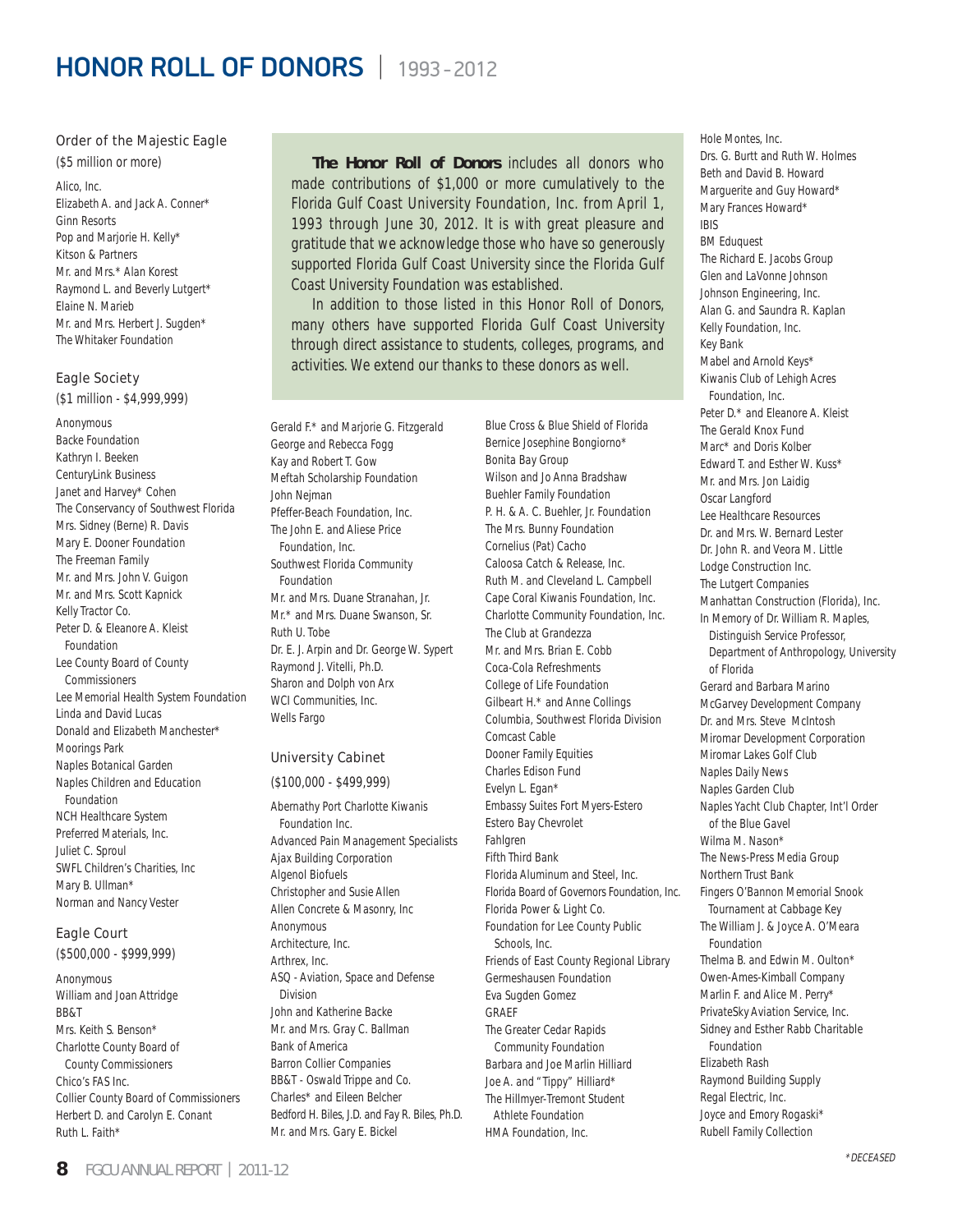# HONOR ROLL OF DONORS | 1993–2012

**The Honor Roll of Donors** includes all donors who made contributions of $1,000 or more cumulatively to the Florida Gulf Coast University Foundation, Inc. from April 1, 1993 through June 30, 2012. It is with great pleasure and gratitude that we acknowledge those who have so generously supported Florida Gulf Coast University since the Florida Gulf Coast University Foundation was established.

In addition to those listed in this Honor Roll of Donors, many others have supported Florida Gulf Coast University through direct assistance to students, colleges, programs, and activities. We extend our thanks to these donors as well.

## Order of the Majestic Eagle

($5 million or more)

Alico, Inc.
Elizabeth A. and Jack A. Conner*
Ginn Resorts
Pop and Marjorie H. Kelly*
Kitson & Partners
Mr. and Mrs.* Alan Korest
Raymond L. and Beverly Lutgert*
Elaine N. Marieb
Mr. and Mrs. Herbert J. Sugden*
The Whitaker Foundation

## Eagle Society

($1 million - $4,999,999)

Anonymous
Backe Foundation
Kathryn I. Beeken
CenturyLink Business
Janet and Harvey* Cohen
The Conservancy of Southwest Florida
Mrs. Sidney (Berne) R. Davis
Mary E. Dooner Foundation
The Freeman Family
Mr. and Mrs. John V. Guigon
Mr. and Mrs. Scott Kapnick
Kelly Tractor Co.
Peter D. & Eleanore A. Kleist Foundation
Lee County Board of County Commissioners
Lee Memorial Health System Foundation
Linda and David Lucas
Donald and Elizabeth Manchester*
Moorings Park
Naples Botanical Garden
Naples Children and Education Foundation
NCH Healthcare System
Preferred Materials, Inc.
Juliet C. Sproul
SWFL Children's Charities, Inc
Mary B. Ullman*
Norman and Nancy Vester

## Eagle Court

($500,000 - $999,999)

Anonymous
William and Joan Attridge
BB&T
Mrs. Keith S. Benson*
Charlotte County Board of County Commissioners
Chico's FAS Inc.
Collier County Board of Commissioners
Herbert D. and Carolyn E. Conant
Ruth L. Faith*
Gerald F.* and Marjorie G. Fitzgerald
George and Rebecca Fogg
Kay and Robert T. Gow
Meftah Scholarship Foundation
John Nejman
Pfeffer-Beach Foundation, Inc.
The John E. and Aliese Price Foundation, Inc.
Southwest Florida Community Foundation
Mr. and Mrs. Duane Stranahan, Jr.
Mr.* and Mrs. Duane Swanson, Sr.
Ruth U. Tobe
Dr. E. J. Arpin and Dr. George W. Sypert
Raymond J. Vitelli, Ph.D.
Sharon and Dolph von Arx
WCI Communities, Inc.
Wells Fargo

## University Cabinet

($100,000 - $499,999)

Abernathy Port Charlotte Kiwanis Foundation Inc.
Advanced Pain Management Specialists
Ajax Building Corporation
Algenol Biofuels
Christopher and Susie Allen
Allen Concrete & Masonry, Inc
Anonymous
Architecture, Inc.
Arthrex, Inc.
ASQ - Aviation, Space and Defense Division
John and Katherine Backe
Mr. and Mrs. Gray C. Ballman
Bank of America
Barron Collier Companies
BB&T - Oswald Trippe and Co.
Charles* and Eileen Belcher
Bedford H. Biles, J.D. and Fay R. Biles, Ph.D.
Mr. and Mrs. Gary E. Bickel
Blue Cross & Blue Shield of Florida
Bernice Josephine Bongiorno*
Bonita Bay Group
Wilson and Jo Anna Bradshaw
Buehler Family Foundation
P. H. & A. C. Buehler, Jr. Foundation
The Mrs. Bunny Foundation
Cornelius (Pat) Cacho
Caloosa Catch & Release, Inc.
Ruth M. and Cleveland L. Campbell
Cape Coral Kiwanis Foundation, Inc.
Charlotte Community Foundation, Inc.
The Club at Grandezza
Mr. and Mrs. Brian E. Cobb
Coca-Cola Refreshments
College of Life Foundation
Gilbeart H.* and Anne Collings
Columbia, Southwest Florida Division
Comcast Cable
Dooner Family Equities
Charles Edison Fund
Evelyn L. Egan*
Embassy Suites Fort Myers-Estero
Estero Bay Chevrolet
Fahlgren
Fifth Third Bank
Florida Aluminum and Steel, Inc.
Florida Board of Governors Foundation, Inc.
Florida Power & Light Co.
Foundation for Lee County Public Schools, Inc.
Friends of East County Regional Library
Germeshausen Foundation
Eva Sugden Gomez
GRAEF
The Greater Cedar Rapids Community Foundation
Barbara and Joe Marlin Hilliard
Joe A. and "Tippy" Hilliard*
The Hillmyer-Tremont Student Athlete Foundation
HMA Foundation, Inc.
Hole Montes, Inc.
Drs. G. Burtt and Ruth W. Holmes
Beth and David B. Howard
Marguerite and Guy Howard*
Mary Frances Howard*
IBIS
BM Eduquest
The Richard E. Jacobs Group
Glen and LaVonne Johnson
Johnson Engineering, Inc.
Alan G. and Saundra R. Kaplan
Kelly Foundation, Inc.
Key Bank
Mabel and Arnold Keys*
Kiwanis Club of Lehigh Acres Foundation, Inc.
Peter D.* and Eleanore A. Kleist
The Gerald Knox Fund
Marc* and Doris Kolber
Edward T. and Esther W. Kuss*
Mr. and Mrs. Jon Laidig
Oscar Langford
Lee Healthcare Resources
Dr. and Mrs. W. Bernard Lester
Dr. John R. and Veora M. Little
Lodge Construction Inc.
The Lutgert Companies
Manhattan Construction (Florida), Inc.
In Memory of Dr. William R. Maples, Distinguish Service Professor, Department of Anthropology, University of Florida
Gerard and Barbara Marino
McGarvey Development Company
Dr. and Mrs. Steve McIntosh
Miromar Development Corporation
Miromar Lakes Golf Club
Naples Daily News
Naples Garden Club
Naples Yacht Club Chapter, Int'l Order of the Blue Gavel
Wilma M. Nason*
The News-Press Media Group
Northern Trust Bank
Fingers O'Bannon Memorial Snook Tournament at Cabbage Key
The William J. & Joyce A. O'Meara Foundation
Thelma B. and Edwin M. Oulton*
Owen-Ames-Kimball Company
Marlin F. and Alice M. Perry*
PrivateSky Aviation Service, Inc.
Sidney and Esther Rabb Charitable Foundation
Elizabeth Rash
Raymond Building Supply
Regal Electric, Inc.
Joyce and Emory Rogaski*
Rubell Family Collection

*DECEASED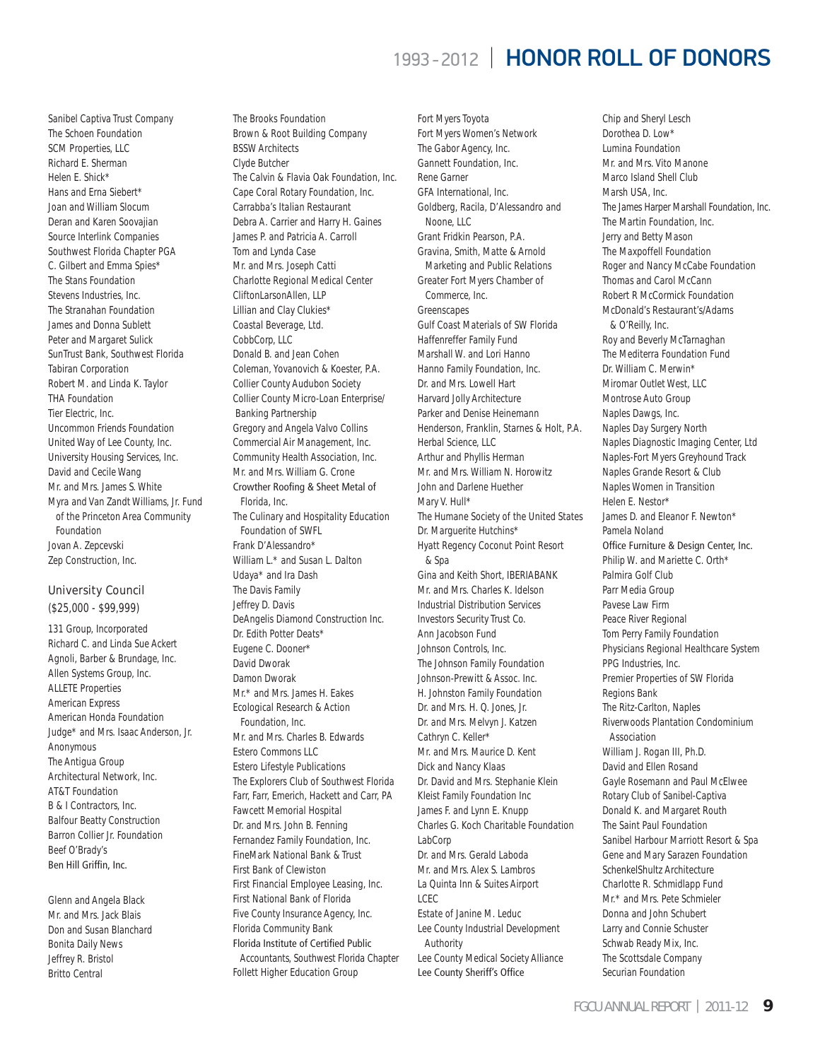# 1993–2012 | HONOR ROLL OF DONORS

Sanibel Captiva Trust Company
The Schoen Foundation
SCM Properties, LLC
Richard E. Sherman
Helen E. Shick*
Hans and Erna Siebert*
Joan and William Slocum
Deran and Karen Soovajian
Source Interlink Companies
Southwest Florida Chapter PGA
C. Gilbert and Emma Spies*
The Stans Foundation
Stevens Industries, Inc.
The Stranahan Foundation
James and Donna Sublett
Peter and Margaret Sulick
SunTrust Bank, Southwest Florida
Tabiran Corporation
Robert M. and Linda K. Taylor
THA Foundation
Tier Electric, Inc.
Uncommon Friends Foundation
United Way of Lee County, Inc.
University Housing Services, Inc.
David and Cecile Wang
Mr. and Mrs. James S. White
Myra and Van Zandt Williams, Jr. Fund of the Princeton Area Community Foundation
Jovan A. Zepcevski
Zep Construction, Inc.

## University Council
($25,000 - $99,999)

131 Group, Incorporated
Richard C. and Linda Sue Ackert
Agnoli, Barber & Brundage, Inc.
Allen Systems Group, Inc.
ALLETE Properties
American Express
American Honda Foundation
Judge* and Mrs. Isaac Anderson, Jr.
Anonymous
The Antigua Group
Architectural Network, Inc.
AT&T Foundation
B & I Contractors, Inc.
Balfour Beatty Construction
Barron Collier Jr. Foundation
Beef O'Brady's
Ben Hill Griffin, Inc.

Glenn and Angela Black
Mr. and Mrs. Jack Blais
Don and Susan Blanchard
Bonita Daily News
Jeffrey R. Bristol
Britto Central
The Brooks Foundation
Brown & Root Building Company
BSSW Architects
Clyde Butcher
The Calvin & Flavia Oak Foundation, Inc.
Cape Coral Rotary Foundation, Inc.
Carrabba's Italian Restaurant
Debra A. Carrier and Harry H. Gaines
James P. and Patricia A. Carroll
Tom and Lynda Case
Mr. and Mrs. Joseph Catti
Charlotte Regional Medical Center
CliftonLarsonAllen, LLP
Lillian and Clay Clukies*
Coastal Beverage, Ltd.
CobbCorp, LLC
Donald B. and Jean Cohen
Coleman, Yovanovich & Koester, P.A.
Collier County Audubon Society
Collier County Micro-Loan Enterprise/ Banking Partnership
Gregory and Angela Valvo Collins
Commercial Air Management, Inc.
Community Health Association, Inc.
Mr. and Mrs. William G. Crone
Crowther Roofing & Sheet Metal of Florida, Inc.
The Culinary and Hospitality Education Foundation of SWFL
Frank D'Alessandro*
William L.* and Susan L. Dalton
Udaya* and Ira Dash
The Davis Family
Jeffrey D. Davis
DeAngelis Diamond Construction Inc.
Dr. Edith Potter Deats*
Eugene C. Dooner*
David Dworak
Damon Dworak
Mr.* and Mrs. James H. Eakes
Ecological Research & Action Foundation, Inc.
Mr. and Mrs. Charles B. Edwards
Estero Commons LLC
Estero Lifestyle Publications
The Explorers Club of Southwest Florida
Farr, Farr, Emerich, Hackett and Carr, PA
Fawcett Memorial Hospital
Dr. and Mrs. John B. Fenning
Fernandez Family Foundation, Inc.
FineMark National Bank & Trust
First Bank of Clewiston
First Financial Employee Leasing, Inc.
First National Bank of Florida
Five County Insurance Agency, Inc.
Florida Community Bank
Florida Institute of Certified Public Accountants, Southwest Florida Chapter
Follett Higher Education Group
Fort Myers Toyota
Fort Myers Women's Network
The Gabor Agency, Inc.
Gannett Foundation, Inc.
Rene Garner
GFA International, Inc.
Goldberg, Racila, D'Alessandro and Noone, LLC
Grant Fridkin Pearson, P.A.
Gravina, Smith, Matte & Arnold Marketing and Public Relations
Greater Fort Myers Chamber of Commerce, Inc.
Greenscapes
Gulf Coast Materials of SW Florida
Haffenreffer Family Fund
Marshall W. and Lori Hanno
Hanno Family Foundation, Inc.
Dr. and Mrs. Lowell Hart
Harvard Jolly Architecture
Parker and Denise Heinemann
Henderson, Franklin, Starnes & Holt, P.A.
Herbal Science, LLC
Arthur and Phyllis Herman
Mr. and Mrs. William N. Horowitz
John and Darlene Huether
Mary V. Hull*
The Humane Society of the United States
Dr. Marguerite Hutchins*
Hyatt Regency Coconut Point Resort & Spa
Gina and Keith Short, IBERIABANK
Mr. and Mrs. Charles K. Idelson
Industrial Distribution Services
Investors Security Trust Co.
Ann Jacobson Fund
Johnson Controls, Inc.
The Johnson Family Foundation
Johnson-Prewitt & Assoc. Inc.
H. Johnston Family Foundation
Dr. and Mrs. H. Q. Jones, Jr.
Dr. and Mrs. Melvyn J. Katzen
Cathryn C. Keller*
Mr. and Mrs. Maurice D. Kent
Dick and Nancy Klaas
Dr. David and Mrs. Stephanie Klein
Kleist Family Foundation Inc
James F. and Lynn E. Knupp
Charles G. Koch Charitable Foundation
LabCorp
Dr. and Mrs. Gerald Laboda
Mr. and Mrs. Alex S. Lambros
La Quinta Inn & Suites Airport
LCEC
Estate of Janine M. Leduc
Lee County Industrial Development Authority
Lee County Medical Society Alliance
Lee County Sheriff's Office
Chip and Sheryl Lesch
Dorothea D. Low*
Lumina Foundation
Mr. and Mrs. Vito Manone
Marco Island Shell Club
Marsh USA, Inc.
The James Harper Marshall Foundation, Inc.
The Martin Foundation, Inc.
Jerry and Betty Mason
The Maxpoffell Foundation
Roger and Nancy McCabe Foundation
Thomas and Carol McCann
Robert R McCormick Foundation
McDonald's Restaurant's/Adams & O'Reilly, Inc.
Roy and Beverly McTarnaghan
The Mediterra Foundation Fund
Dr. William C. Merwin*
Miromar Outlet West, LLC
Montrose Auto Group
Naples Dawgs, Inc.
Naples Day Surgery North
Naples Diagnostic Imaging Center, Ltd
Naples-Fort Myers Greyhound Track
Naples Grande Resort & Club
Naples Women in Transition
Helen E. Nestor*
James D. and Eleanor F. Newton*
Pamela Noland
Office Furniture & Design Center, Inc.
Philip W. and Mariette C. Orth*
Palmira Golf Club
Parr Media Group
Pavese Law Firm
Peace River Regional
Tom Perry Family Foundation
Physicians Regional Healthcare System
PPG Industries, Inc.
Premier Properties of SW Florida
Regions Bank
The Ritz-Carlton, Naples
Riverwoods Plantation Condominium Association
William J. Rogan III, Ph.D.
David and Ellen Rosand
Gayle Rosemann and Paul McElwee
Rotary Club of Sanibel-Captiva
Donald K. and Margaret Routh
The Saint Paul Foundation
Sanibel Harbour Marriott Resort & Spa
Gene and Mary Sarazen Foundation
SchenkelShultz Architecture
Charlotte R. Schmidlapp Fund
Mr.* and Mrs. Pete Schmieler
Donna and John Schubert
Larry and Connie Schuster
Schwab Ready Mix, Inc.
The Scottsdale Company
Securian Foundation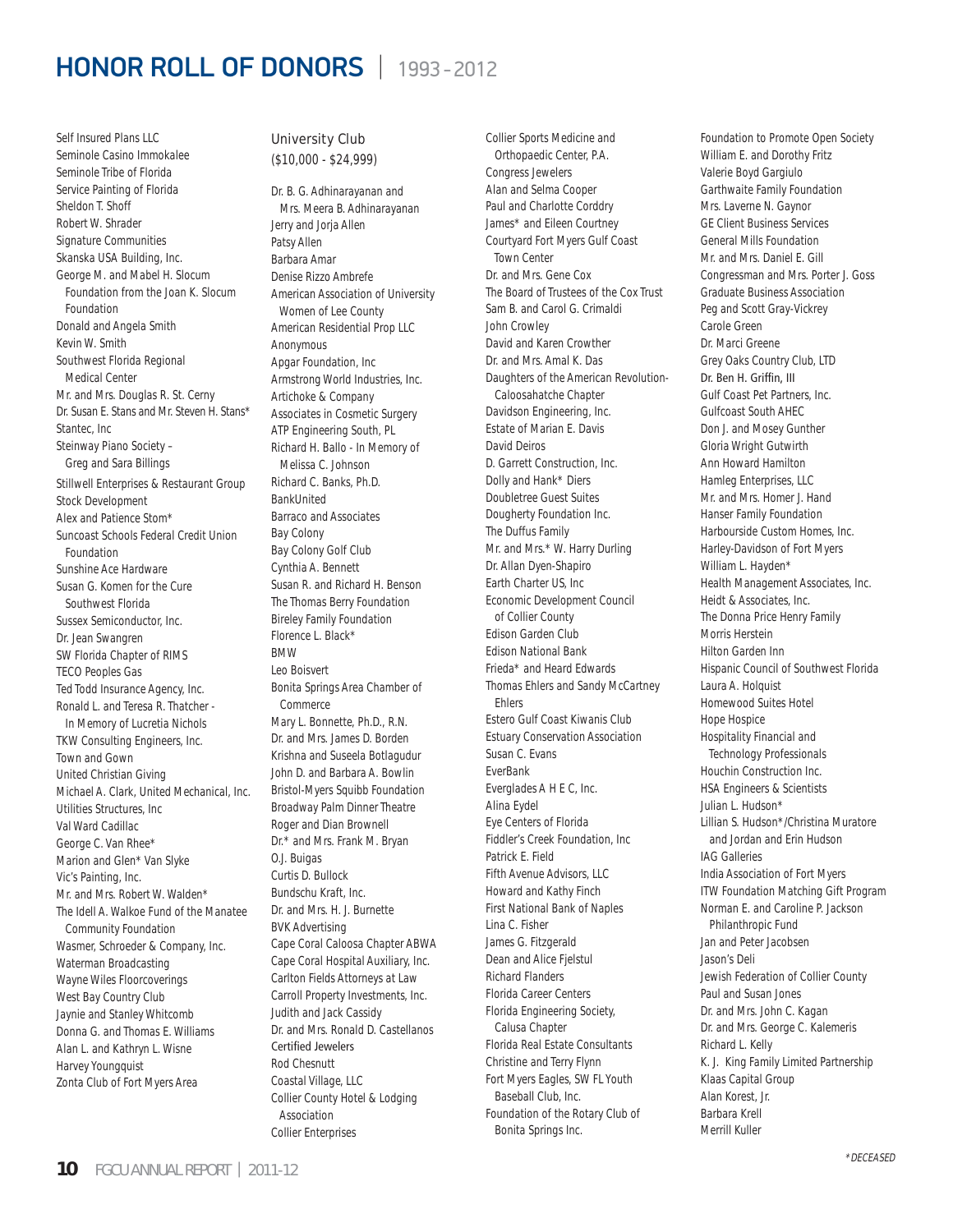# HONOR ROLL OF DONORS | 1993–2012

Self Insured Plans LLC
Seminole Casino Immokalee
Seminole Tribe of Florida
Service Painting of Florida
Sheldon T. Shoff
Robert W. Shrader
Signature Communities
Skanska USA Building, Inc.
George M. and Mabel H. Slocum Foundation from the Joan K. Slocum Foundation
Donald and Angela Smith
Kevin W. Smith
Southwest Florida Regional Medical Center
Mr. and Mrs. Douglas R. St. Cerny
Dr. Susan E. Stans and Mr. Steven H. Stans*
Stantec, Inc
Steinway Piano Society – Greg and Sara Billings
Stillwell Enterprises & Restaurant Group
Stock Development
Alex and Patience Stom*
Suncoast Schools Federal Credit Union Foundation
Sunshine Ace Hardware
Susan G. Komen for the Cure Southwest Florida
Sussex Semiconductor, Inc.
Dr. Jean Swangren
SW Florida Chapter of RIMS
TECO Peoples Gas
Ted Todd Insurance Agency, Inc.
Ronald L. and Teresa R. Thatcher - In Memory of Lucretia Nichols
TKW Consulting Engineers, Inc.
Town and Gown
United Christian Giving
Michael A. Clark, United Mechanical, Inc.
Utilities Structures, Inc
Val Ward Cadillac
George C. Van Rhee*
Marion and Glen* Van Slyke
Vic's Painting, Inc.
Mr. and Mrs. Robert W. Walden*
The Idell A. Walkoe Fund of the Manatee Community Foundation
Wasmer, Schroeder & Company, Inc.
Waterman Broadcasting
Wayne Wiles Floorcoverings
West Bay Country Club
Jaynie and Stanley Whitcomb
Donna G. and Thomas E. Williams
Alan L. and Kathryn L. Wisne
Harvey Youngquist
Zonta Club of Fort Myers Area

## University Club
($10,000 - $24,999)

Dr. B. G. Adhinarayanan and Mrs. Meera B. Adhinarayanan
Jerry and Jorja Allen
Patsy Allen
Barbara Amar
Denise Rizzo Ambrefe
American Association of University Women of Lee County
American Residential Prop LLC
Anonymous
Apgar Foundation, Inc
Armstrong World Industries, Inc.
Artichoke & Company
Associates in Cosmetic Surgery
ATP Engineering South, PL
Richard H. Ballo - In Memory of Melissa C. Johnson
Richard C. Banks, Ph.D.
BankUnited
Barraco and Associates
Bay Colony
Bay Colony Golf Club
Cynthia A. Bennett
Susan R. and Richard H. Benson
The Thomas Berry Foundation
Bireley Family Foundation
Florence L. Black*
BMW
Leo Boisvert
Bonita Springs Area Chamber of Commerce
Mary L. Bonnette, Ph.D., R.N.
Dr. and Mrs. James D. Borden
Krishna and Suseela Botlagudur
John D. and Barbara A. Bowlin
Bristol-Myers Squibb Foundation
Broadway Palm Dinner Theatre
Roger and Dian Brownell
Dr.* and Mrs. Frank M. Bryan
O.J. Buigas
Curtis D. Bullock
Bundschu Kraft, Inc.
Dr. and Mrs. H. J. Burnette
BVK Advertising
Cape Coral Caloosa Chapter ABWA
Cape Coral Hospital Auxiliary, Inc.
Carlton Fields Attorneys at Law
Carroll Property Investments, Inc.
Judith and Jack Cassidy
Dr. and Mrs. Ronald D. Castellanos
Certified Jewelers
Rod Chesnutt
Coastal Village, LLC
Collier County Hotel & Lodging Association
Collier Enterprises
Collier Sports Medicine and Orthopaedic Center, P.A.
Congress Jewelers
Alan and Selma Cooper
Paul and Charlotte Corddry
James* and Eileen Courtney
Courtyard Fort Myers Gulf Coast Town Center
Dr. and Mrs. Gene Cox
The Board of Trustees of the Cox Trust
Sam B. and Carol G. Crimaldi
John Crowley
David and Karen Crowther
Dr. and Mrs. Amal K. Das
Daughters of the American Revolution-Caloosahatche Chapter
Davidson Engineering, Inc.
Estate of Marian E. Davis
David Deiros
D. Garrett Construction, Inc.
Dolly and Hank* Diers
Doubletree Guest Suites
Dougherty Foundation Inc.
The Duffus Family
Mr. and Mrs.* W. Harry Durling
Dr. Allan Dyen-Shapiro
Earth Charter US, Inc
Economic Development Council of Collier County
Edison Garden Club
Edison National Bank
Frieda* and Heard Edwards
Thomas Ehlers and Sandy McCartney Ehlers
Estero Gulf Coast Kiwanis Club
Estuary Conservation Association
Susan C. Evans
EverBank
Everglades A H E C, Inc.
Alina Eydel
Eye Centers of Florida
Fiddler's Creek Foundation, Inc
Patrick E. Field
Fifth Avenue Advisors, LLC
Howard and Kathy Finch
First National Bank of Naples
Lina C. Fisher
James G. Fitzgerald
Dean and Alice Fjelstul
Richard Flanders
Florida Career Centers
Florida Engineering Society, Calusa Chapter
Florida Real Estate Consultants
Christine and Terry Flynn
Fort Myers Eagles, SW FL Youth Baseball Club, Inc.
Foundation of the Rotary Club of Bonita Springs Inc.
Foundation to Promote Open Society
William E. and Dorothy Fritz
Valerie Boyd Gargiulo
Garthwaite Family Foundation
Mrs. Laverne N. Gaynor
GE Client Business Services
General Mills Foundation
Mr. and Mrs. Daniel E. Gill
Congressman and Mrs. Porter J. Goss
Graduate Business Association
Peg and Scott Gray-Vickrey
Carole Green
Dr. Marci Greene
Grey Oaks Country Club, LTD
Dr. Ben H. Griffin, III
Gulf Coast Pet Partners, Inc.
Gulfcoast South AHEC
Don J. and Mosey Gunther
Gloria Wright Gutwirth
Ann Howard Hamilton
Hamleg Enterprises, LLC
Mr. and Mrs. Homer J. Hand
Hanser Family Foundation
Harbourside Custom Homes, Inc.
Harley-Davidson of Fort Myers
William L. Hayden*
Health Management Associates, Inc.
Heidt & Associates, Inc.
The Donna Price Henry Family
Morris Herstein
Hilton Garden Inn
Hispanic Council of Southwest Florida
Laura A. Holquist
Homewood Suites Hotel
Hope Hospice
Hospitality Financial and Technology Professionals
Houchin Construction Inc.
HSA Engineers & Scientists
Julian L. Hudson*
Lillian S. Hudson*/Christina Muratore and Jordan and Erin Hudson
IAG Galleries
India Association of Fort Myers
ITW Foundation Matching Gift Program
Norman E. and Caroline P. Jackson Philanthropic Fund
Jan and Peter Jacobsen
Jason's Deli
Jewish Federation of Collier County
Paul and Susan Jones
Dr. and Mrs. John C. Kagan
Dr. and Mrs. George C. Kalemeris
Richard L. Kelly
K. J. King Family Limited Partnership
Klaas Capital Group
Alan Korest, Jr.
Barbara Krell
Merrill Kuller

*DECEASED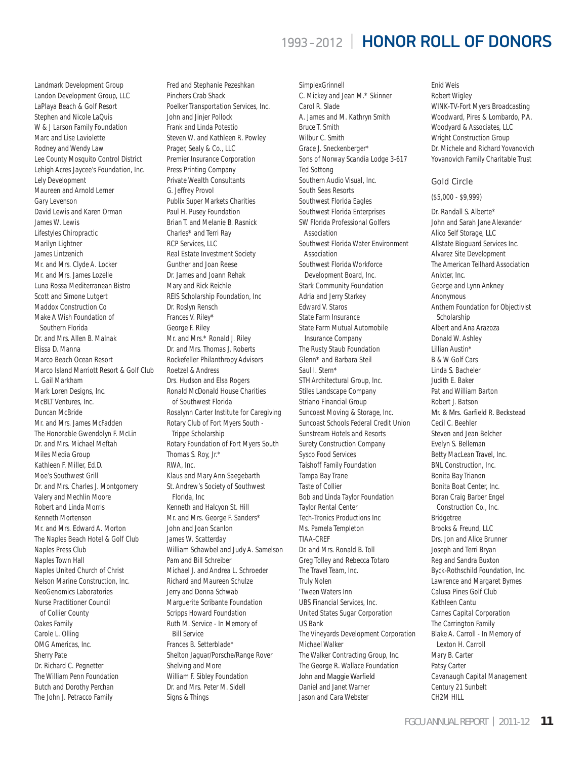# 1993–2012 | HONOR ROLL OF DONORS

Landmark Development Group
Landon Development Group, LLC
LaPlaya Beach & Golf Resort
Stephen and Nicole LaQuis
W & J Larson Family Foundation
Marc and Lise Laviolette
Rodney and Wendy Law
Lee County Mosquito Control District
Lehigh Acres Jaycee's Foundation, Inc.
Lely Development
Maureen and Arnold Lerner
Gary Levenson
David Lewis and Karen Orman
James W. Lewis
Lifestyles Chiropractic
Marilyn Lightner
James Lintzenich
Mr. and Mrs. Clyde A. Locker
Mr. and Mrs. James Lozelle
Luna Rossa Mediterranean Bistro
Scott and Simone Lutgert
Maddox Construction Co
Make A Wish Foundation of Southern Florida
Dr. and Mrs. Allen B. Malnak
Elissa D. Manna
Marco Beach Ocean Resort
Marco Island Marriott Resort & Golf Club
L. Gail Markham
Mark Loren Designs, Inc.
McBLT Ventures, Inc.
Duncan McBride
Mr. and Mrs. James McFadden
The Honorable Gwendolyn F. McLin
Dr. and Mrs. Michael Meftah
Miles Media Group
Kathleen F. Miller, Ed.D.
Moe's Southwest Grill
Dr. and Mrs. Charles J. Montgomery
Valery and Mechlin Moore
Robert and Linda Morris
Kenneth Mortenson
Mr. and Mrs. Edward A. Morton
The Naples Beach Hotel & Golf Club
Naples Press Club
Naples Town Hall
Naples United Church of Christ
Nelson Marine Construction, Inc.
NeoGenomics Laboratories
Nurse Practitioner Council of Collier County
Oakes Family
Carole L. Olling
OMG Americas, Inc.
Sherry Pate
Dr. Richard C. Pegnetter
The William Penn Foundation
Butch and Dorothy Perchan
The John J. Petracco Family
Fred and Stephanie Pezeshkan
Pinchers Crab Shack
Poelker Transportation Services, Inc.
John and Jinjer Pollock
Frank and Linda Potestio
Steven W. and Kathleen R. Powley
Prager, Sealy & Co., LLC
Premier Insurance Corporation
Press Printing Company
Private Wealth Consultants
G. Jeffrey Provol
Publix Super Markets Charities
Paul H. Pusey Foundation
Brian T. and Melanie B. Rasnick
Charles* and Terri Ray
RCP Services, LLC
Real Estate Investment Society
Gunther and Joan Reese
Dr. James and Joann Rehak
Mary and Rick Reichle
REIS Scholarship Foundation, Inc
Dr. Roslyn Rensch
Frances V. Riley*
George F. Riley
Mr. and Mrs.* Ronald J. Riley
Dr. and Mrs. Thomas J. Roberts
Rockefeller Philanthropy Advisors
Roetzel & Andress
Drs. Hudson and Elsa Rogers
Ronald McDonald House Charities of Southwest Florida
Rosalynn Carter Institute for Caregiving
Rotary Club of Fort Myers South - Trippe Scholarship
Rotary Foundation of Fort Myers South
Thomas S. Roy, Jr.*
RWA, Inc.
Klaus and Mary Ann Saegebarth
St. Andrew's Society of Southwest Florida, Inc
Kenneth and Halcyon St. Hill
Mr. and Mrs. George F. Sanders*
John and Joan Scanlon
James W. Scatterday
William Schawbel and Judy A. Samelson
Pam and Bill Schreiber
Michael J. and Andrea L. Schroeder
Richard and Maureen Schulze
Jerry and Donna Schwab
Marguerite Scribante Foundation
Scripps Howard Foundation
Ruth M. Service - In Memory of Bill Service
Frances B. Setterblade*
Shelton Jaguar/Porsche/Range Rover
Shelving and More
William F. Sibley Foundation
Dr. and Mrs. Peter M. Sidell
Signs & Things
SimplexGrinnell
C. Mickey and Jean M.* Skinner
Carol R. Slade
A. James and M. Kathryn Smith
Bruce T. Smith
Wilbur C. Smith
Grace J. Sneckenberger*
Sons of Norway Scandia Lodge 3-617
Ted Sottong
Southern Audio Visual, Inc.
South Seas Resorts
Southwest Florida Eagles
Southwest Florida Enterprises
SW Florida Professional Golfers Association
Southwest Florida Water Environment Association
Southwest Florida Workforce Development Board, Inc.
Stark Community Foundation
Adria and Jerry Starkey
Edward V. Staros
State Farm Insurance
State Farm Mutual Automobile Insurance Company
The Rusty Staub Foundation
Glenn* and Barbara Steil
Saul I. Stern*
STH Architectural Group, Inc.
Stiles Landscape Company
Striano Financial Group
Suncoast Moving & Storage, Inc.
Suncoast Schools Federal Credit Union
Sunstream Hotels and Resorts
Surety Construction Company
Sysco Food Services
Taishoff Family Foundation
Tampa Bay Trane
Taste of Collier
Bob and Linda Taylor Foundation
Taylor Rental Center
Tech-Tronics Productions Inc
Ms. Pamela Templeton
TIAA-CREF
Dr. and Mrs. Ronald B. Toll
Greg Tolley and Rebecca Totaro
The Travel Team, Inc.
Truly Nolen
'Tween Waters Inn
UBS Financial Services, Inc.
United States Sugar Corporation
US Bank
The Vineyards Development Corporation
Michael Walker
The Walker Contracting Group, Inc.
The George R. Wallace Foundation
John and Maggie Warfield
Daniel and Janet Warner
Jason and Cara Webster
Enid Weis
Robert Wigley
WINK-TV-Fort Myers Broadcasting
Woodward, Pires & Lombardo, P.A.
Woodyard & Associates, LLC
Wright Construction Group
Dr. Michele and Richard Yovanovich
Yovanovich Family Charitable Trust

## Gold Circle

($5,000 - $9,999)

Dr. Randall S. Alberte*
John and Sarah Jane Alexander
Alico Self Storage, LLC
Allstate Bioguard Services Inc.
Alvarez Site Development
The American Teilhard Association
Anixter, Inc.
George and Lynn Ankney
Anonymous
Anthem Foundation for Objectivist Scholarship
Albert and Ana Arazoza
Donald W. Ashley
Lillian Austin*
B & W Golf Cars
Linda S. Bacheler
Judith E. Baker
Pat and William Barton
Robert J. Batson
Mr. & Mrs. Garfield R. Beckstead
Cecil C. Beehler
Steven and Jean Belcher
Evelyn S. Belleman
Betty MacLean Travel, Inc.
BNL Construction, Inc.
Bonita Bay Trianon
Bonita Boat Center, Inc.
Boran Craig Barber Engel Construction Co., Inc.
Bridgetree
Brooks & Freund, LLC
Drs. Jon and Alice Brunner
Joseph and Terri Bryan
Reg and Sandra Buxton
Byck-Rothschild Foundation, Inc.
Lawrence and Margaret Byrnes
Calusa Pines Golf Club
Kathleen Cantu
Carnes Capital Corporation
The Carrington Family
Blake A. Carroll - In Memory of Lexton H. Carroll
Mary B. Carter
Patsy Carter
Cavanaugh Capital Management
Century 21 Sunbelt
CH2M HILL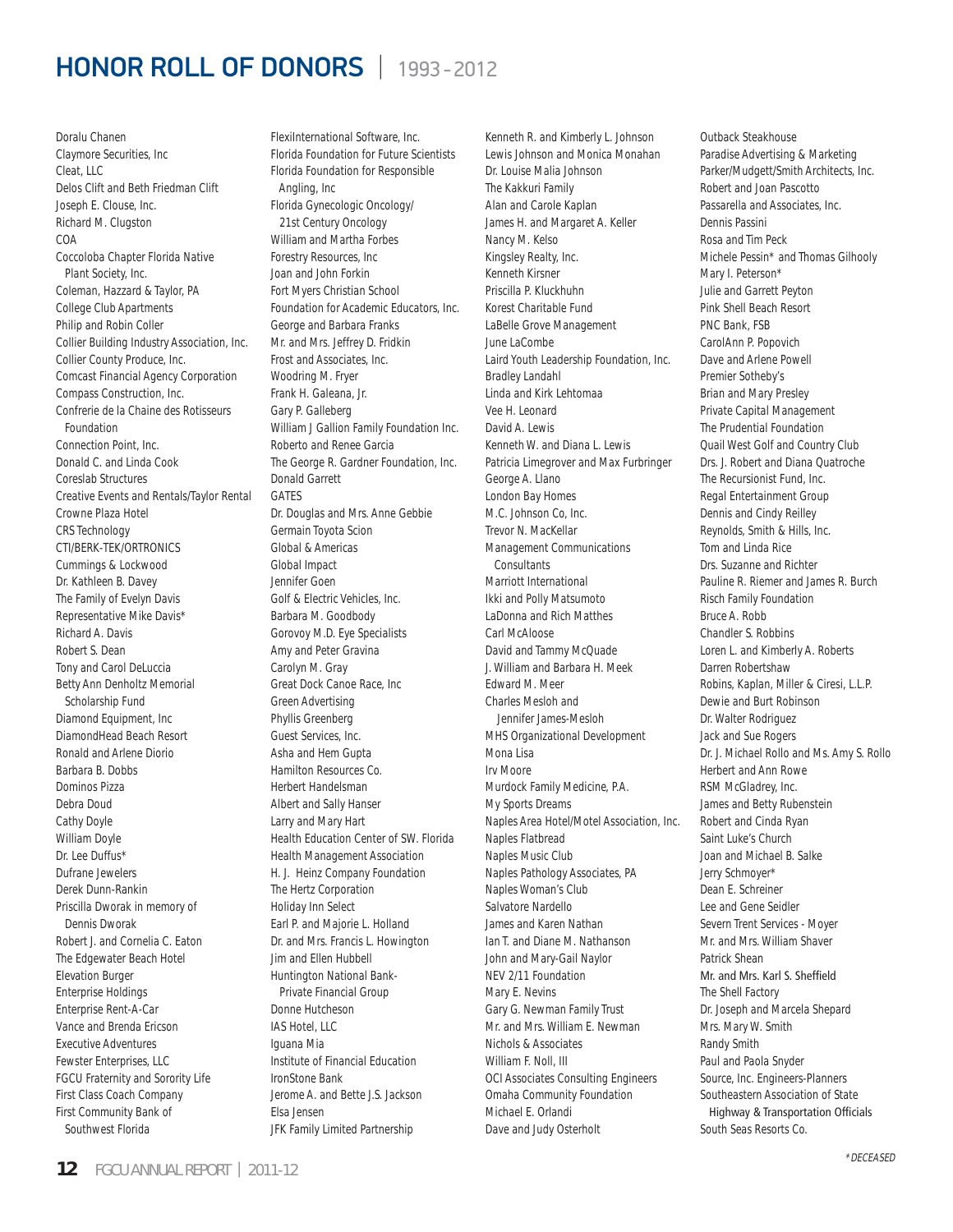# HONOR ROLL OF DONORS | 1993–2012

Doralu Chanen
Claymore Securities, Inc
Cleat, LLC
Delos Clift and Beth Friedman Clift
Joseph E. Clouse, Inc.
Richard M. Clugston
COA
Coccoloba Chapter Florida Native Plant Society, Inc.
Coleman, Hazzard & Taylor, PA
College Club Apartments
Philip and Robin Coller
Collier Building Industry Association, Inc.
Collier County Produce, Inc.
Comcast Financial Agency Corporation
Compass Construction, Inc.
Confrerie de la Chaine des Rotisseurs Foundation
Connection Point, Inc.
Donald C. and Linda Cook
Coreslab Structures
Creative Events and Rentals/Taylor Rental
Crowne Plaza Hotel
CRS Technology
CTI/BERK-TEK/ORTRONICS
Cummings & Lockwood
Dr. Kathleen B. Davey
The Family of Evelyn Davis
Representative Mike Davis*
Richard A. Davis
Robert S. Dean
Tony and Carol DeLuccia
Betty Ann Denholtz Memorial Scholarship Fund
Diamond Equipment, Inc
DiamondHead Beach Resort
Ronald and Arlene Diorio
Barbara B. Dobbs
Dominos Pizza
Debra Doud
Cathy Doyle
William Doyle
Dr. Lee Duffus*
Dufrane Jewelers
Derek Dunn-Rankin
Priscilla Dworak in memory of Dennis Dworak
Robert J. and Cornelia C. Eaton
The Edgewater Beach Hotel
Elevation Burger
Enterprise Holdings
Enterprise Rent-A-Car
Vance and Brenda Ericson
Executive Adventures
Fewster Enterprises, LLC
FGCU Fraternity and Sorority Life
First Class Coach Company
First Community Bank of Southwest Florida

FlexInternational Software, Inc.
Florida Foundation for Future Scientists
Florida Foundation for Responsible Angling, Inc
Florida Gynecologic Oncology/ 21st Century Oncology
William and Martha Forbes
Forestry Resources, Inc
Joan and John Forkin
Fort Myers Christian School
Foundation for Academic Educators, Inc.
George and Barbara Franks
Mr. and Mrs. Jeffrey D. Fridkin
Frost and Associates, Inc.
Woodring M. Fryer
Frank H. Galeana, Jr.
Gary P. Galleberg
William J Gallion Family Foundation Inc.
Roberto and Renee Garcia
The George R. Gardner Foundation, Inc.
Donald Garrett
GATES
Dr. Douglas and Mrs. Anne Gebbie
Germain Toyota Scion
Global & Americas
Global Impact
Jennifer Goen
Golf & Electric Vehicles, Inc.
Barbara M. Goodbody
Gorovoy M.D. Eye Specialists
Amy and Peter Gravina
Carolyn M. Gray
Great Dock Canoe Race, Inc
Green Advertising
Phyllis Greenberg
Guest Services, Inc.
Asha and Hem Gupta
Hamilton Resources Co.
Herbert Handelsman
Albert and Sally Hanser
Larry and Mary Hart
Health Education Center of SW. Florida
Health Management Association
H. J. Heinz Company Foundation
The Hertz Corporation
Holiday Inn Select
Earl P. and Majorie L. Holland
Dr. and Mrs. Francis L. Howington
Jim and Ellen Hubbell
Huntington National Bank- Private Financial Group
Donne Hutcheson
IAS Hotel, LLC
Iguana Mia
Institute of Financial Education
IronStone Bank
Jerome A. and Bette J.S. Jackson
Elsa Jensen
JFK Family Limited Partnership

Kenneth R. and Kimberly L. Johnson
Lewis Johnson and Monica Monahan
Dr. Louise Malia Johnson
The Kakkuri Family
Alan and Carole Kaplan
James H. and Margaret A. Keller
Nancy M. Kelso
Kingsley Realty, Inc.
Kenneth Kirsner
Priscilla P. Kluckhuhn
Korest Charitable Fund
LaBelle Grove Management
June LaCombe
Laird Youth Leadership Foundation, Inc.
Bradley Landahl
Linda and Kirk Lehtomaa
Vee H. Leonard
David A. Lewis
Kenneth W. and Diana L. Lewis
Patricia Limegrover and Max Furbringer
George A. Llano
London Bay Homes
M.C. Johnson Co, Inc.
Trevor N. MacKellar
Management Communications Consultants
Marriott International
Ikki and Polly Matsumoto
LaDonna and Rich Matthes
Carl McAloose
David and Tammy McQuade
J. William and Barbara H. Meek
Edward M. Meer
Charles Mesloh and Jennifer James-Mesloh
MHS Organizational Development
Mona Lisa
Irv Moore
Murdock Family Medicine, P.A.
My Sports Dreams
Naples Area Hotel/Motel Association, Inc.
Naples Flatbread
Naples Music Club
Naples Pathology Associates, PA
Naples Woman's Club
Salvatore Nardello
James and Karen Nathan
Ian T. and Diane M. Nathanson
John and Mary-Gail Naylor
NEV 2/11 Foundation
Mary E. Nevins
Gary G. Newman Family Trust
Mr. and Mrs. William E. Newman
Nichols & Associates
William F. Noll, III
OCI Associates Consulting Engineers
Omaha Community Foundation
Michael E. Orlandi
Dave and Judy Osterholt

Outback Steakhouse
Paradise Advertising & Marketing
Parker/Mudgett/Smith Architects, Inc.
Robert and Joan Pascotto
Passarella and Associates, Inc.
Dennis Passini
Rosa and Tim Peck
Michele Pessin* and Thomas Gilhooly
Mary I. Peterson*
Julie and Garrett Peyton
Pink Shell Beach Resort
PNC Bank, FSB
CarolAnn P. Popovich
Dave and Arlene Powell
Premier Sotheby's
Brian and Mary Presley
Private Capital Management
The Prudential Foundation
Quail West Golf and Country Club
Drs. J. Robert and Diana Quatroche
The Recursionist Fund, Inc.
Regal Entertainment Group
Dennis and Cindy Reilley
Reynolds, Smith & Hills, Inc.
Tom and Linda Rice
Drs. Suzanne and Richter
Pauline R. Riemer and James R. Burch
Risch Family Foundation
Bruce A. Robb
Chandler S. Robbins
Loren L. and Kimberly A. Roberts
Darren Robertshaw
Robins, Kaplan, Miller & Ciresi, L.L.P.
Dewie and Burt Robinson
Dr. Walter Rodriguez
Jack and Sue Rogers
Dr. J. Michael Rollo and Ms. Amy S. Rollo
Herbert and Ann Rowe
RSM McGladrey, Inc.
James and Betty Rubenstein
Robert and Cinda Ryan
Saint Luke's Church
Joan and Michael B. Salke
Jerry Schmoyer*
Dean E. Schreiner
Lee and Gene Seidler
Severn Trent Services - Moyer
Mr. and Mrs. William Shaver
Patrick Shean
Mr. and Mrs. Karl S. Sheffield
The Shell Factory
Dr. Joseph and Marcela Shepard
Mrs. Mary W. Smith
Randy Smith
Paul and Paola Snyder
Source, Inc. Engineers-Planners
Southeastern Association of State Highway & Transportation Officials
South Seas Resorts Co.

*DECEASED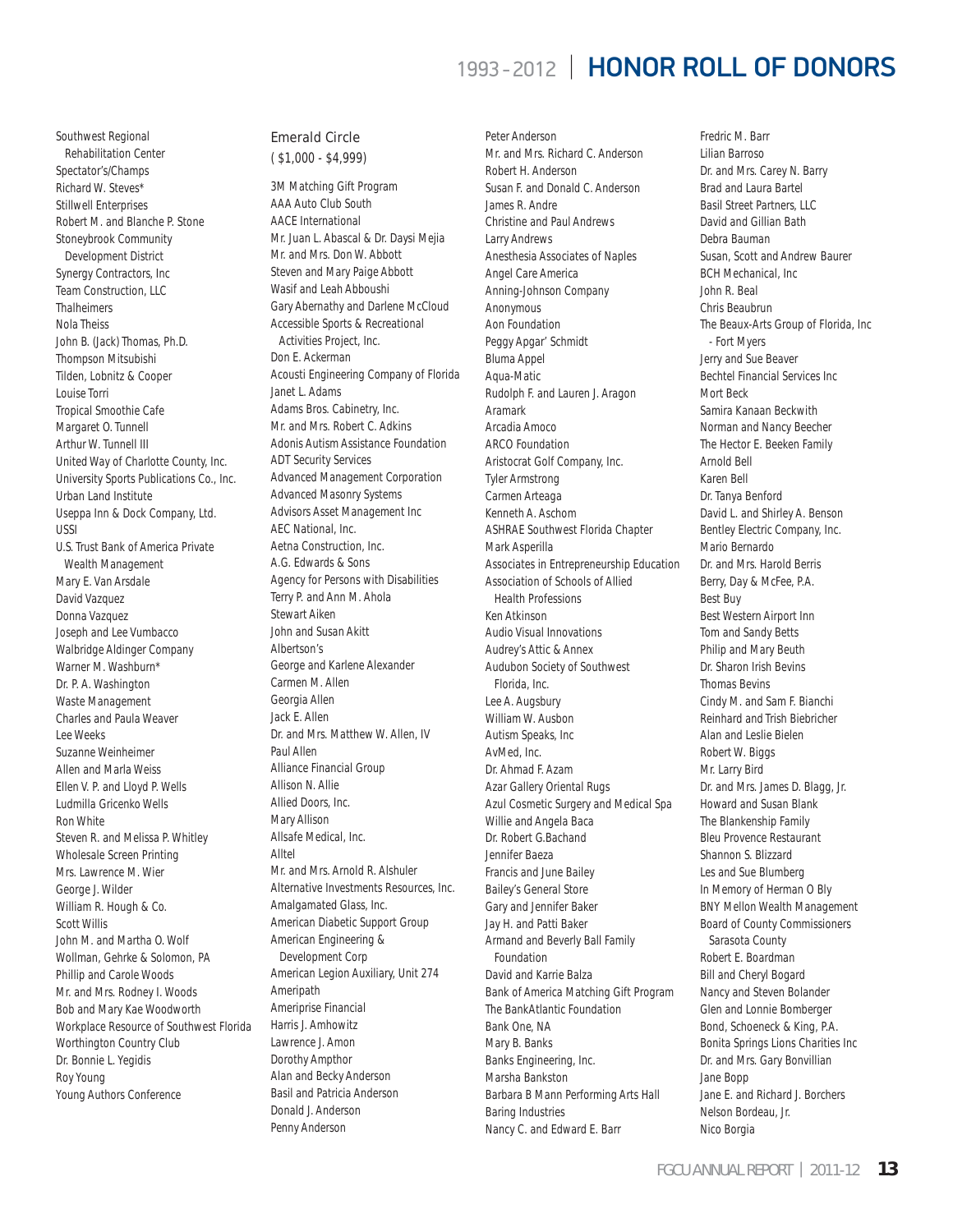Southwest Regional Rehabilitation Center
Spectator's/Champs
Richard W. Steves*
Stillwell Enterprises
Robert M. and Blanche P. Stone
Stoneybrook Community Development District
Synergy Contractors, Inc
Team Construction, LLC
Thalheimers
Nola Theiss
John B. (Jack) Thomas, Ph.D.
Thompson Mitsubishi
Tilden, Lobnitz & Cooper
Louise Torri
Tropical Smoothie Cafe
Margaret O. Tunnell
Arthur W. Tunnell III
United Way of Charlotte County, Inc.
University Sports Publications Co., Inc.
Urban Land Institute
Useppa Inn & Dock Company, Ltd.
USSI
U.S. Trust Bank of America Private Wealth Management
Mary E. Van Arsdale
David Vazquez
Donna Vazquez
Joseph and Lee Vumbacco
Walbridge Aldinger Company
Warner M. Washburn*
Dr. P. A. Washington
Waste Management
Charles and Paula Weaver
Lee Weeks
Suzanne Weinheimer
Allen and Marla Weiss
Ellen V. P. and Lloyd P. Wells
Ludmilla Gricenko Wells
Ron White
Steven R. and Melissa P. Whitley
Wholesale Screen Printing
Mrs. Lawrence M. Wier
George J. Wilder
William R. Hough & Co.
Scott Willis
John M. and Martha O. Wolf
Wollman, Gehrke & Solomon, PA
Phillip and Carole Woods
Mr. and Mrs. Rodney I. Woods
Bob and Mary Kae Woodworth
Workplace Resource of Southwest Florida
Worthington Country Club
Dr. Bonnie L. Yegidis
Roy Young
Young Authors Conference

## Emerald Circle
($1,000 - $4,999)

3M Matching Gift Program
AAA Auto Club South
AACE International
Mr. Juan L. Abascal & Dr. Daysi Mejia
Mr. and Mrs. Don W. Abbott
Steven and Mary Paige Abbott
Wasif and Leah Abboushi
Gary Abernathy and Darlene McCloud
Accessible Sports & Recreational Activities Project, Inc.
Don E. Ackerman
Acousti Engineering Company of Florida
Janet L. Adams
Adams Bros. Cabinetry, Inc.
Mr. and Mrs. Robert C. Adkins
Adonis Autism Assistance Foundation
ADT Security Services
Advanced Management Corporation
Advanced Masonry Systems
Advisors Asset Management Inc
AEC National, Inc.
Aetna Construction, Inc.
A.G. Edwards & Sons
Agency for Persons with Disabilities
Terry P. and Ann M. Ahola
Stewart Aiken
John and Susan Akitt
Albertson's
George and Karlene Alexander
Carmen M. Allen
Georgia Allen
Jack E. Allen
Dr. and Mrs. Matthew W. Allen, IV
Paul Allen
Alliance Financial Group
Allison N. Allie
Allied Doors, Inc.
Mary Allison
Allsafe Medical, Inc.
Alltel
Mr. and Mrs. Arnold R. Alshuler
Alternative Investments Resources, Inc.
Amalgamated Glass, Inc.
American Diabetic Support Group
American Engineering & Development Corp
American Legion Auxiliary, Unit 274
Ameripath
Ameriprise Financial
Harris J. Amhowitz
Lawrence J. Amon
Dorothy Ampthor
Alan and Becky Anderson
Basil and Patricia Anderson
Donald J. Anderson
Penny Anderson
Peter Anderson
Mr. and Mrs. Richard C. Anderson
Robert H. Anderson
Susan F. and Donald C. Anderson
James R. Andre
Christine and Paul Andrews
Larry Andrews
Anesthesia Associates of Naples
Angel Care America
Anning-Johnson Company
Anonymous
Aon Foundation
Peggy Apgar' Schmidt
Bluma Appel
Aqua-Matic
Rudolph F. and Lauren J. Aragon
Aramark
Arcadia Amoco
ARCO Foundation
Aristocrat Golf Company, Inc.
Tyler Armstrong
Carmen Arteaga
Kenneth A. Aschom
ASHRAE Southwest Florida Chapter
Mark Asperilla
Associates in Entrepreneurship Education
Association of Schools of Allied Health Professions
Ken Atkinson
Audio Visual Innovations
Audrey's Attic & Annex
Audubon Society of Southwest Florida, Inc.
Lee A. Augsbury
William W. Ausbon
Autism Speaks, Inc
AvMed, Inc.
Dr. Ahmad F. Azam
Azar Gallery Oriental Rugs
Azul Cosmetic Surgery and Medical Spa
Willie and Angela Baca
Dr. Robert G.Bachand
Jennifer Baeza
Francis and June Bailey
Bailey's General Store
Gary and Jennifer Baker
Jay H. and Patti Baker
Armand and Beverly Ball Family Foundation
David and Karrie Balza
Bank of America Matching Gift Program
The BankAtlantic Foundation
Bank One, NA
Mary B. Banks
Banks Engineering, Inc.
Marsha Bankston
Barbara B Mann Performing Arts Hall
Baring Industries
Nancy C. and Edward E. Barr
Fredric M. Barr
Lilian Barroso
Dr. and Mrs. Carey N. Barry
Brad and Laura Bartel
Basil Street Partners, LLC
David and Gillian Bath
Debra Bauman
Susan, Scott and Andrew Baurer
BCH Mechanical, Inc
John R. Beal
Chris Beaubrun
The Beaux-Arts Group of Florida, Inc - Fort Myers
Jerry and Sue Beaver
Bechtel Financial Services Inc
Mort Beck
Samira Kanaan Beckwith
Norman and Nancy Beecher
The Hector E. Beeken Family
Arnold Bell
Karen Bell
Dr. Tanya Benford
David L. and Shirley A. Benson
Bentley Electric Company, Inc.
Mario Bernardo
Dr. and Mrs. Harold Berris
Berry, Day & McFee, P.A.
Best Buy
Best Western Airport Inn
Tom and Sandy Betts
Philip and Mary Beuth
Dr. Sharon Irish Bevins
Thomas Bevins
Cindy M. and Sam F. Bianchi
Reinhard and Trish Biebricher
Alan and Leslie Bielen
Robert W. Biggs
Mr. Larry Bird
Dr. and Mrs. James D. Blagg, Jr.
Howard and Susan Blank
The Blankenship Family
Bleu Provence Restaurant
Shannon S. Blizzard
Les and Sue Blumberg
In Memory of Herman O Bly
BNY Mellon Wealth Management
Board of County Commissioners Sarasota County
Robert E. Boardman
Bill and Cheryl Bogard
Nancy and Steven Bolander
Glen and Lonnie Bomberger
Bond, Schoeneck & King, P.A.
Bonita Springs Lions Charities Inc
Dr. and Mrs. Gary Bonvillian
Jane Bopp
Jane E. and Richard J. Borchers
Nelson Bordeau, Jr.
Nico Borgia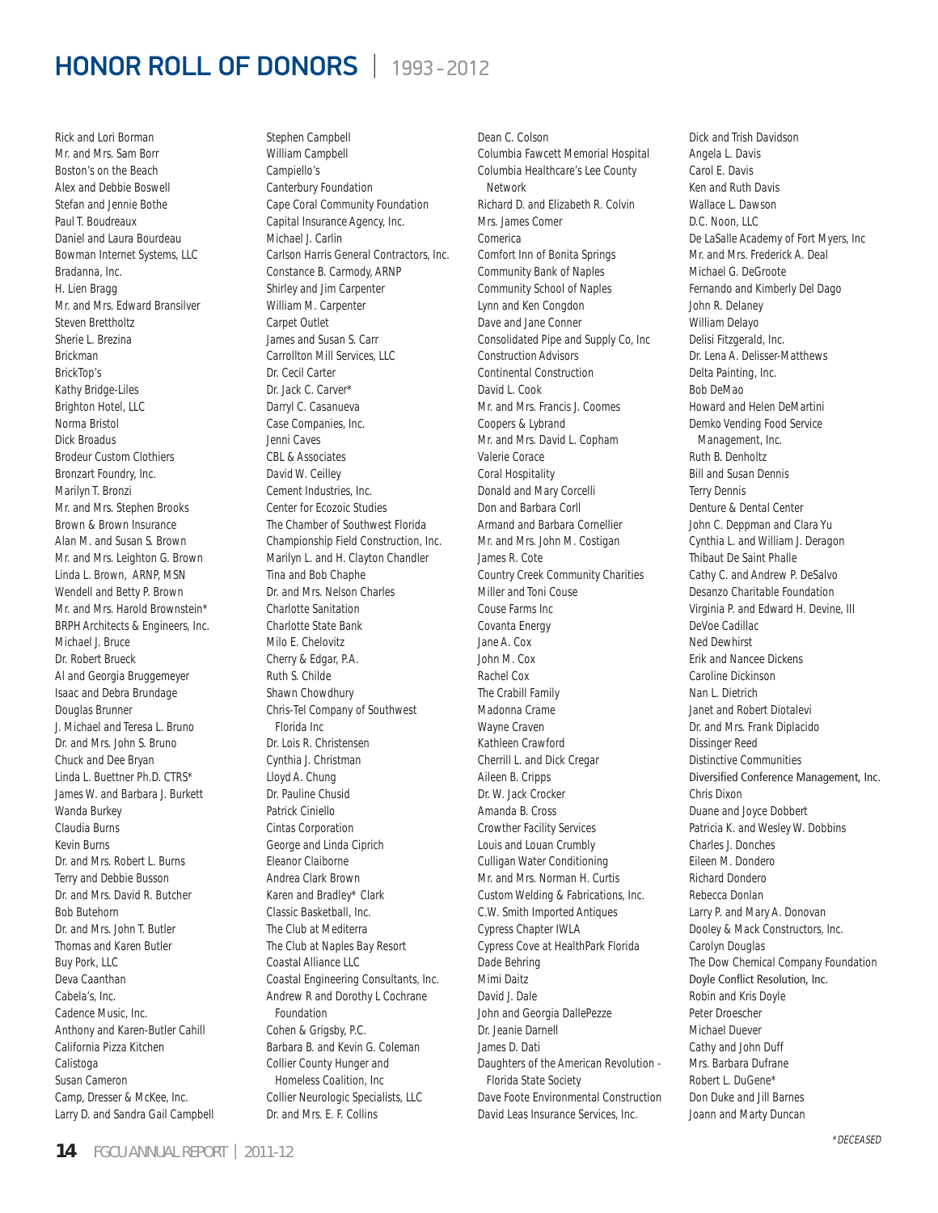# HONOR ROLL OF DONORS | 1993–2012

Rick and Lori Borman
Mr. and Mrs. Sam Borr
Boston's on the Beach
Alex and Debbie Boswell
Stefan and Jennie Bothe
Paul T. Boudreaux
Daniel and Laura Bourdeau
Bowman Internet Systems, LLC
Bradanna, Inc.
H. Lien Bragg
Mr. and Mrs. Edward Bransilver
Steven Brettholtz
Sherie L. Brezina
Brickman
BrickTop's
Kathy Bridge-Liles
Brighton Hotel, LLC
Norma Bristol
Dick Broadus
Brodeur Custom Clothiers
Bronzart Foundry, Inc.
Marilyn T. Bronzi
Mr. and Mrs. Stephen Brooks
Brown & Brown Insurance
Alan M. and Susan S. Brown
Mr. and Mrs. Leighton G. Brown
Linda L. Brown, ARNP, MSN
Wendell and Betty P. Brown
Mr. and Mrs. Harold Brownstein*
BRPH Architects & Engineers, Inc.
Michael J. Bruce
Dr. Robert Brueck
Al and Georgia Bruggemeyer
Isaac and Debra Brundage
Douglas Brunner
J. Michael and Teresa L. Bruno
Dr. and Mrs. John S. Bruno
Chuck and Dee Bryan
Linda L. Buettner Ph.D. CTRS*
James W. and Barbara J. Burkett
Wanda Burkey
Claudia Burns
Kevin Burns
Dr. and Mrs. Robert L. Burns
Terry and Debbie Busson
Dr. and Mrs. David R. Butcher
Bob Butehorn
Dr. and Mrs. John T. Butler
Thomas and Karen Butler
Buy Pork, LLC
Deva Caanthan
Cabela's, Inc.
Cadence Music, Inc.
Anthony and Karen-Butler Cahill
California Pizza Kitchen
Calistoga
Susan Cameron
Camp, Dresser & McKee, Inc.
Larry D. and Sandra Gail Campbell
Stephen Campbell
William Campbell
Campiello's
Canterbury Foundation
Cape Coral Community Foundation
Capital Insurance Agency, Inc.
Michael J. Carlin
Carlson Harris General Contractors, Inc.
Constance B. Carmody, ARNP
Shirley and Jim Carpenter
William M. Carpenter
Carpet Outlet
James and Susan S. Carr
Carrollton Mill Services, LLC
Dr. Cecil Carter
Dr. Jack C. Carver*
Darryl C. Casanueva
Case Companies, Inc.
Jenni Caves
CBL & Associates
David W. Ceilley
Cement Industries, Inc.
Center for Ecozoic Studies
The Chamber of Southwest Florida
Championship Field Construction, Inc.
Marilyn L. and H. Clayton Chandler
Tina and Bob Chaphe
Dr. and Mrs. Nelson Charles
Charlotte Sanitation
Charlotte State Bank
Milo E. Chelovitz
Cherry & Edgar, P.A.
Ruth S. Childe
Shawn Chowdhury
Chris-Tel Company of Southwest Florida Inc
Dr. Lois R. Christensen
Cynthia J. Christman
Lloyd A. Chung
Dr. Pauline Chusid
Patrick Ciniello
Cintas Corporation
George and Linda Ciprich
Eleanor Claiborne
Andrea Clark Brown
Karen and Bradley* Clark
Classic Basketball, Inc.
The Club at Mediterra
The Club at Naples Bay Resort
Coastal Alliance LLC
Coastal Engineering Consultants, Inc.
Andrew R and Dorothy L Cochrane Foundation
Cohen & Grigsby, P.C.
Barbara B. and Kevin G. Coleman
Collier County Hunger and Homeless Coalition, Inc
Collier Neurologic Specialists, LLC
Dr. and Mrs. E. F. Collins
Dean C. Colson
Columbia Fawcett Memorial Hospital
Columbia Healthcare's Lee County Network
Richard D. and Elizabeth R. Colvin
Mrs. James Comer
Comerica
Comfort Inn of Bonita Springs
Community Bank of Naples
Community School of Naples
Lynn and Ken Congdon
Dave and Jane Conner
Consolidated Pipe and Supply Co, Inc
Construction Advisors
Continental Construction
David L. Cook
Mr. and Mrs. Francis J. Coomes
Coopers & Lybrand
Mr. and Mrs. David L. Copham
Valerie Corace
Coral Hospitality
Donald and Mary Corcelli
Don and Barbara Corll
Armand and Barbara Cornellier
Mr. and Mrs. John M. Costigan
James R. Cote
Country Creek Community Charities
Miller and Toni Couse
Couse Farms Inc
Covanta Energy
Jane A. Cox
John M. Cox
Rachel Cox
The Crabill Family
Madonna Crame
Wayne Craven
Kathleen Crawford
Cherrill L. and Dick Cregar
Aileen B. Cripps
Dr. W. Jack Crocker
Amanda B. Cross
Crowther Facility Services
Louis and Louan Crumbly
Culligan Water Conditioning
Mr. and Mrs. Norman H. Curtis
Custom Welding & Fabrications, Inc.
C.W. Smith Imported Antiques
Cypress Chapter IWLA
Cypress Cove at HealthPark Florida
Dade Behring
Mimi Daitz
David J. Dale
John and Georgia DallePezze
Dr. Jeanie Darnell
James D. Dati
Daughters of the American Revolution - Florida State Society
Dave Foote Environmental Construction
David Leas Insurance Services, Inc.
Dick and Trish Davidson
Angela L. Davis
Carol E. Davis
Ken and Ruth Davis
Wallace L. Dawson
D.C. Noon, LLC
De LaSalle Academy of Fort Myers, Inc
Mr. and Mrs. Frederick A. Deal
Michael G. DeGroote
Fernando and Kimberly Del Dago
John R. Delaney
William Delayo
Delisi Fitzgerald, Inc.
Dr. Lena A. Delisser-Matthews
Delta Painting, Inc.
Bob DeMao
Howard and Helen DeMartini
Demko Vending Food Service Management, Inc.
Ruth B. Denholtz
Bill and Susan Dennis
Terry Dennis
Denture & Dental Center
John C. Deppman and Clara Yu
Cynthia L. and William J. Deragon
Thibaut De Saint Phalle
Cathy C. and Andrew P. DeSalvo
Desanzo Charitable Foundation
Virginia P. and Edward H. Devine, III
DeVoe Cadillac
Ned Dewhirst
Erik and Nancee Dickens
Caroline Dickinson
Nan L. Dietrich
Janet and Robert Diotalevi
Dr. and Mrs. Frank Diplacido
Dissinger Reed
Distinctive Communities
Diversified Conference Management, Inc.
Chris Dixon
Duane and Joyce Dobbert
Patricia K. and Wesley W. Dobbins
Charles J. Donches
Eileen M. Dondero
Richard Dondero
Rebecca Donlan
Larry P. and Mary A. Donovan
Dooley & Mack Constructors, Inc.
Carolyn Douglas
The Dow Chemical Company Foundation
Doyle Conflict Resolution, Inc.
Robin and Kris Doyle
Peter Droescher
Michael Duever
Cathy and John Duff
Mrs. Barbara Dufrane
Robert L. DuGene*
Don Duke and Jill Barnes
Joann and Marty Duncan

*DECEASED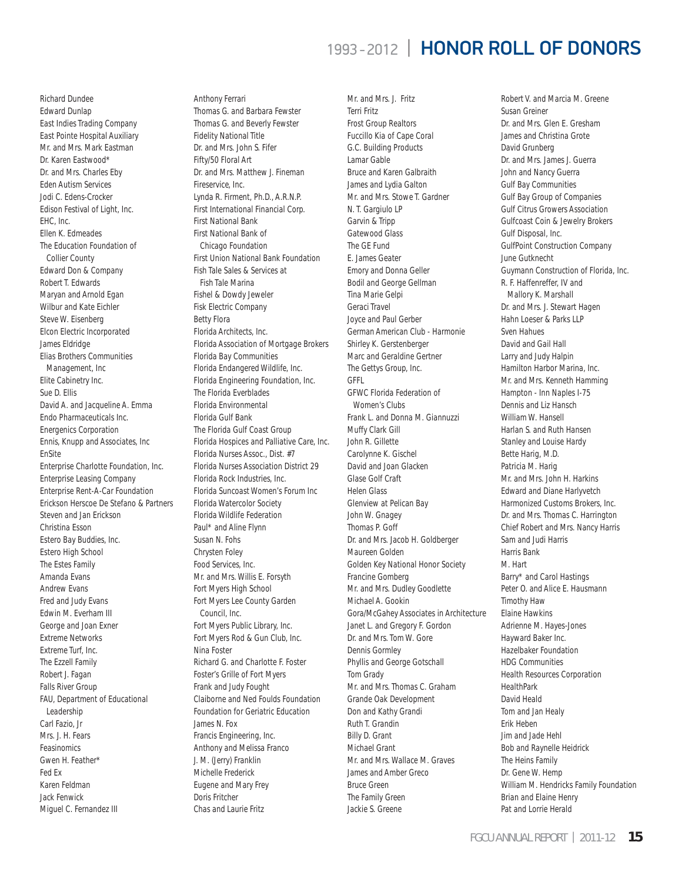# 1993–2012 | HONOR ROLL OF DONORS

Richard Dundee
Edward Dunlap
East Indies Trading Company
East Pointe Hospital Auxiliary
Mr. and Mrs. Mark Eastman
Dr. Karen Eastwood*
Dr. and Mrs. Charles Eby
Eden Autism Services
Jodi C. Edens-Crocker
Edison Festival of Light, Inc.
EHC, Inc.
Ellen K. Edmeades
The Education Foundation of Collier County
Edward Don & Company
Robert T. Edwards
Maryan and Arnold Egan
Wilbur and Kate Eichler
Steve W. Eisenberg
Elcon Electric Incorporated
James Eldridge
Elias Brothers Communities Management, Inc
Elite Cabinetry Inc.
Sue D. Ellis
David A. and Jacqueline A. Emma
Endo Pharmaceuticals Inc.
Energenics Corporation
Ennis, Knupp and Associates, Inc
EnSite
Enterprise Charlotte Foundation, Inc.
Enterprise Leasing Company
Enterprise Rent-A-Car Foundation
Erickson Herscoe De Stefano & Partners
Steven and Jan Erickson
Christina Esson
Estero Bay Buddies, Inc.
Estero High School
The Estes Family
Amanda Evans
Andrew Evans
Fred and Judy Evans
Edwin M. Everham III
George and Joan Exner
Extreme Networks
Extreme Turf, Inc.
The Ezzell Family
Robert J. Fagan
Falls River Group
FAU, Department of Educational Leadership
Carl Fazio, Jr
Mrs. J. H. Fears
Feasinomics
Gwen H. Feather*
Fed Ex
Karen Feldman
Jack Fenwick
Miguel C. Fernandez III
Anthony Ferrari
Thomas G. and Barbara Fewster
Thomas G. and Beverly Fewster
Fidelity National Title
Dr. and Mrs. John S. Fifer
Fifty/50 Floral Art
Dr. and Mrs. Matthew J. Fineman
Fireservice, Inc.
Lynda R. Firment, Ph.D., A.R.N.P.
First International Financial Corp.
First National Bank
First National Bank of Chicago Foundation
First Union National Bank Foundation
Fish Tale Sales & Services at Fish Tale Marina
Fishel & Dowdy Jeweler
Fisk Electric Company
Betty Flora
Florida Architects, Inc.
Florida Association of Mortgage Brokers
Florida Bay Communities
Florida Endangered Wildlife, Inc.
Florida Engineering Foundation, Inc.
The Florida Everblades
Florida Environmental
Florida Gulf Bank
The Florida Gulf Coast Group
Florida Hospices and Palliative Care, Inc.
Florida Nurses Assoc., Dist. #7
Florida Nurses Association District 29
Florida Rock Industries, Inc.
Florida Suncoast Women's Forum Inc
Florida Watercolor Society
Florida Wildlife Federation
Paul* and Aline Flynn
Susan N. Fohs
Chrysten Foley
Food Services, Inc.
Mr. and Mrs. Willis E. Forsyth
Fort Myers High School
Fort Myers Lee County Garden Council, Inc.
Fort Myers Public Library, Inc.
Fort Myers Rod & Gun Club, Inc.
Nina Foster
Richard G. and Charlotte F. Foster
Foster's Grille of Fort Myers
Frank and Judy Fought
Claiborne and Ned Foulds Foundation
Foundation for Geriatric Education
James N. Fox
Francis Engineering, Inc.
Anthony and Melissa Franco
J. M. (Jerry) Franklin
Michelle Frederick
Eugene and Mary Frey
Doris Fritcher
Chas and Laurie Fritz
Mr. and Mrs. J. Fritz
Terri Fritz
Frost Group Realtors
Fuccillo Kia of Cape Coral
G.C. Building Products
Lamar Gable
Bruce and Karen Galbraith
James and Lydia Galton
Mr. and Mrs. Stowe T. Gardner
N. T. Gargiulo LP
Garvin & Tripp
Gatewood Glass
The GE Fund
E. James Geater
Emory and Donna Geller
Bodil and George Gellman
Tina Marie Gelpi
Geraci Travel
Joyce and Paul Gerber
German American Club - Harmonie
Shirley K. Gerstenberger
Marc and Geraldine Gertner
The Gettys Group, Inc.
GFFL
GFWC Florida Federation of Women's Clubs
Frank L. and Donna M. Giannuzzi
Muffy Clark Gill
John R. Gillette
Carolynne K. Gischel
David and Joan Glacken
Glase Golf Craft
Helen Glass
Glenview at Pelican Bay
John W. Gnagey
Thomas P. Goff
Dr. and Mrs. Jacob H. Goldberger
Maureen Golden
Golden Key National Honor Society
Francine Gomberg
Mr. and Mrs. Dudley Goodlette
Michael A. Gookin
Gora/McGahey Associates in Architecture
Janet L. and Gregory F. Gordon
Dr. and Mrs. Tom W. Gore
Dennis Gormley
Phyllis and George Gotschall
Tom Grady
Mr. and Mrs. Thomas C. Graham
Grande Oak Development
Don and Kathy Grandi
Ruth T. Grandin
Billy D. Grant
Michael Grant
Mr. and Mrs. Wallace M. Graves
James and Amber Greco
Bruce Green
The Family Green
Jackie S. Greene
Robert V. and Marcia M. Greene
Susan Greiner
Dr. and Mrs. Glen E. Gresham
James and Christina Grote
David Grunberg
Dr. and Mrs. James J. Guerra
John and Nancy Guerra
Gulf Bay Communities
Gulf Bay Group of Companies
Gulf Citrus Growers Association
Gulfcoast Coin & Jewelry Brokers
Gulf Disposal, Inc.
GulfPoint Construction Company
June Gutknecht
Guymann Construction of Florida, Inc.
R. F. Haffenreffer, IV and Mallory K. Marshall
Dr. and Mrs. J. Stewart Hagen
Hahn Loeser & Parks LLP
Sven Hahues
David and Gail Hall
Larry and Judy Halpin
Hamilton Harbor Marina, Inc.
Mr. and Mrs. Kenneth Hamming
Hampton - Inn Naples I-75
Dennis and Liz Hansch
William W. Hansell
Harlan S. and Ruth Hansen
Stanley and Louise Hardy
Bette Harig, M.D.
Patricia M. Harig
Mr. and Mrs. John H. Harkins
Edward and Diane Harlyvetch
Harmonized Customs Brokers, Inc.
Dr. and Mrs. Thomas C. Harrington
Chief Robert and Mrs. Nancy Harris
Sam and Judi Harris
Harris Bank
M. Hart
Barry* and Carol Hastings
Peter O. and Alice E. Hausmann
Timothy Haw
Elaine Hawkins
Adrienne M. Hayes-Jones
Hayward Baker Inc.
Hazelbaker Foundation
HDG Communities
Health Resources Corporation
HealthPark
David Heald
Tom and Jan Healy
Erik Heben
Jim and Jade Hehl
Bob and Raynelle Heidrick
The Heins Family
Dr. Gene W. Hemp
William M. Hendricks Family Foundation
Brian and Elaine Henry
Pat and Lorrie Herald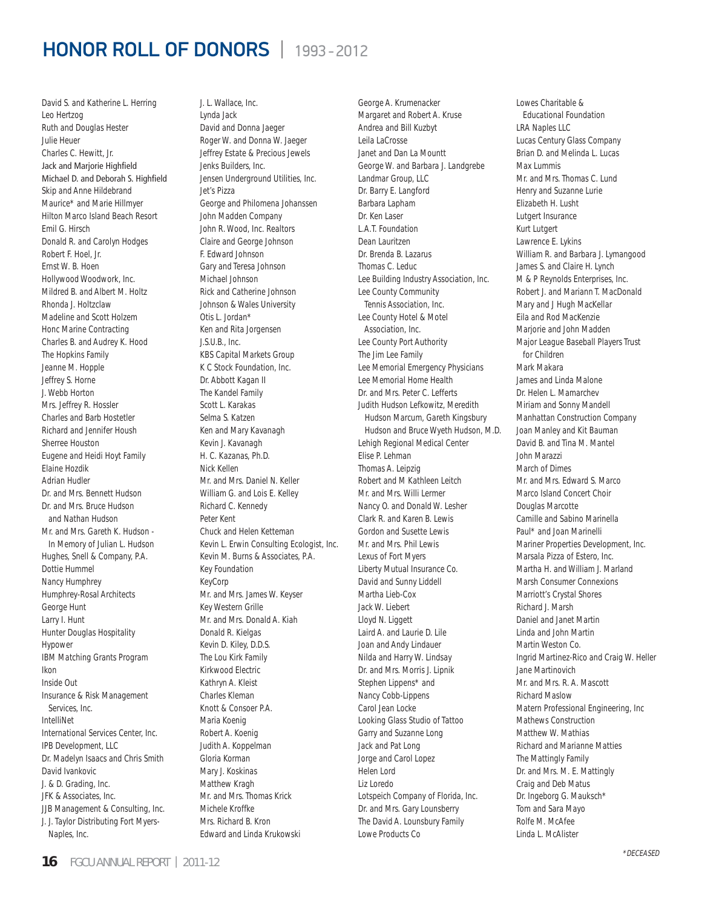# HONOR ROLL OF DONORS | 1993–2012

David S. and Katherine L. Herring
Leo Hertzog
Ruth and Douglas Hester
Julie Heuer
Charles C. Hewitt, Jr.
Jack and Marjorie Highfield
Michael D. and Deborah S. Highfield
Skip and Anne Hildebrand
Maurice* and Marie Hillmyer
Hilton Marco Island Beach Resort
Emil G. Hirsch
Donald R. and Carolyn Hodges
Robert F. Hoel, Jr.
Ernst W. B. Hoen
Hollywood Woodwork, Inc.
Mildred B. and Albert M. Holtz
Rhonda J. Holtzclaw
Madeline and Scott Holzem
Honc Marine Contracting
Charles B. and Audrey K. Hood
The Hopkins Family
Jeanne M. Hopple
Jeffrey S. Horne
J. Webb Horton
Mrs. Jeffrey R. Hossler
Charles and Barb Hostetler
Richard and Jennifer Housh
Sherree Houston
Eugene and Heidi Hoyt Family
Elaine Hozdik
Adrian Hudler
Dr. and Mrs. Bennett Hudson
Dr. and Mrs. Bruce Hudson and Nathan Hudson
Mr. and Mrs. Gareth K. Hudson - In Memory of Julian L. Hudson
Hughes, Snell & Company, P.A.
Dottie Hummel
Nancy Humphrey
Humphrey-Rosal Architects
George Hunt
Larry I. Hunt
Hunter Douglas Hospitality
Hypower
IBM Matching Grants Program
Ikon
Inside Out
Insurance & Risk Management Services, Inc.
IntelliNet
International Services Center, Inc.
IPB Development, LLC
Dr. Madelyn Isaacs and Chris Smith
David Ivankovic
J. & D. Grading, Inc.
JFK & Associates, Inc.
JJB Management & Consulting, Inc.
J. J. Taylor Distributing Fort Myers-Naples, Inc.
J. L. Wallace, Inc.
Lynda Jack
David and Donna Jaeger
Roger W. and Donna W. Jaeger
Jeffrey Estate & Precious Jewels
Jenks Builders, Inc.
Jensen Underground Utilities, Inc.
Jet's Pizza
George and Philomena Johanssen
John Madden Company
John R. Wood, Inc. Realtors
Claire and George Johnson
F. Edward Johnson
Gary and Teresa Johnson
Michael Johnson
Rick and Catherine Johnson
Johnson & Wales University
Otis L. Jordan*
Ken and Rita Jorgensen
J.S.U.B., Inc.
KBS Capital Markets Group
K C Stock Foundation, Inc.
Dr. Abbott Kagan II
The Kandel Family
Scott L. Karakas
Selma S. Katzen
Ken and Mary Kavanagh
Kevin J. Kavanagh
H. C. Kazanas, Ph.D.
Nick Kellen
Mr. and Mrs. Daniel N. Keller
William G. and Lois E. Kelley
Richard C. Kennedy
Peter Kent
Chuck and Helen Ketteman
Kevin L. Erwin Consulting Ecologist, Inc.
Kevin M. Burns & Associates, P.A.
Key Foundation
KeyCorp
Mr. and Mrs. James W. Keyser
Key Western Grille
Mr. and Mrs. Donald A. Kiah
Donald R. Kielgas
Kevin D. Kiley, D.D.S.
The Lou Kirk Family
Kirkwood Electric
Kathryn A. Kleist
Charles Kleman
Knott & Consoer P.A.
Maria Koenig
Robert A. Koenig
Judith A. Koppelman
Gloria Korman
Mary J. Koskinas
Matthew Kragh
Mr. and Mrs. Thomas Krick
Michele Kroffke
Mrs. Richard B. Kron
Edward and Linda Krukowski
George A. Krumenacker
Margaret and Robert A. Kruse
Andrea and Bill Kuzbyt
Leila LaCrosse
Janet and Dan La Mountt
George W. and Barbara J. Landgrebe
Landmar Group, LLC
Dr. Barry E. Langford
Barbara Lapham
Dr. Ken Laser
L.A.T. Foundation
Dean Lauritzen
Dr. Brenda B. Lazarus
Thomas C. Leduc
Lee Building Industry Association, Inc.
Lee County Community Tennis Association, Inc.
Lee County Hotel & Motel Association, Inc.
Lee County Port Authority
The Jim Lee Family
Lee Memorial Emergency Physicians
Lee Memorial Home Health
Dr. and Mrs. Peter C. Lefferts
Judith Hudson Lefkowitz, Meredith Hudson Marcum, Gareth Kingsbury Hudson and Bruce Wyeth Hudson, M.D.
Lehigh Regional Medical Center
Elise P. Lehman
Thomas A. Leipzig
Robert and M Kathleen Leitch
Mr. and Mrs. Willi Lermer
Nancy O. and Donald W. Lesher
Clark R. and Karen B. Lewis
Gordon and Susette Lewis
Mr. and Mrs. Phil Lewis
Lexus of Fort Myers
Liberty Mutual Insurance Co.
David and Sunny Liddell
Martha Lieb-Cox
Jack W. Liebert
Lloyd N. Liggett
Laird A. and Laurie D. Lile
Joan and Andy Lindauer
Nilda and Harry W. Lindsay
Dr. and Mrs. Morris J. Lipnik
Stephen Lippens* and Nancy Cobb-Lippens
Carol Jean Locke
Looking Glass Studio of Tattoo
Garry and Suzanne Long
Jack and Pat Long
Jorge and Carol Lopez
Helen Lord
Liz Loredo
Lotspeich Company of Florida, Inc.
Dr. and Mrs. Gary Lounsberry
The David A. Lounsbury Family
Lowe Products Co
Lowes Charitable & Educational Foundation
LRA Naples LLC
Lucas Century Glass Company
Brian D. and Melinda L. Lucas
Max Lummis
Mr. and Mrs. Thomas C. Lund
Henry and Suzanne Lurie
Elizabeth H. Lusht
Lutgert Insurance
Kurt Lutgert
Lawrence E. Lykins
William R. and Barbara J. Lymangood
James S. and Claire H. Lynch
M & P Reynolds Enterprises, Inc.
Robert J. and Mariann T. MacDonald
Mary and J Hugh MacKellar
Eila and Rod MacKenzie
Marjorie and John Madden
Major League Baseball Players Trust for Children
Mark Makara
James and Linda Malone
Dr. Helen L. Mamarchev
Miriam and Sonny Mandell
Manhattan Construction Company
Joan Manley and Kit Bauman
David B. and Tina M. Mantel
John Marazzi
March of Dimes
Mr. and Mrs. Edward S. Marco
Marco Island Concert Choir
Douglas Marcotte
Camille and Sabino Marinella
Paul* and Joan Marinelli
Mariner Properties Development, Inc.
Marsala Pizza of Estero, Inc.
Martha H. and William J. Marland
Marsh Consumer Connexions
Marriott's Crystal Shores
Richard J. Marsh
Daniel and Janet Martin
Linda and John Martin
Martin Weston Co.
Ingrid Martinez-Rico and Craig W. Heller
Jane Martinovich
Mr. and Mrs. R. A. Mascott
Richard Maslow
Matern Professional Engineering, Inc
Mathews Construction
Matthew W. Mathias
Richard and Marianne Matties
The Mattingly Family
Dr. and Mrs. M. E. Mattingly
Craig and Deb Matus
Dr. Ingeborg G. Mauksch*
Tom and Sara Mayo
Rolfe M. McAfee
Linda L. McAlister

*DECEASED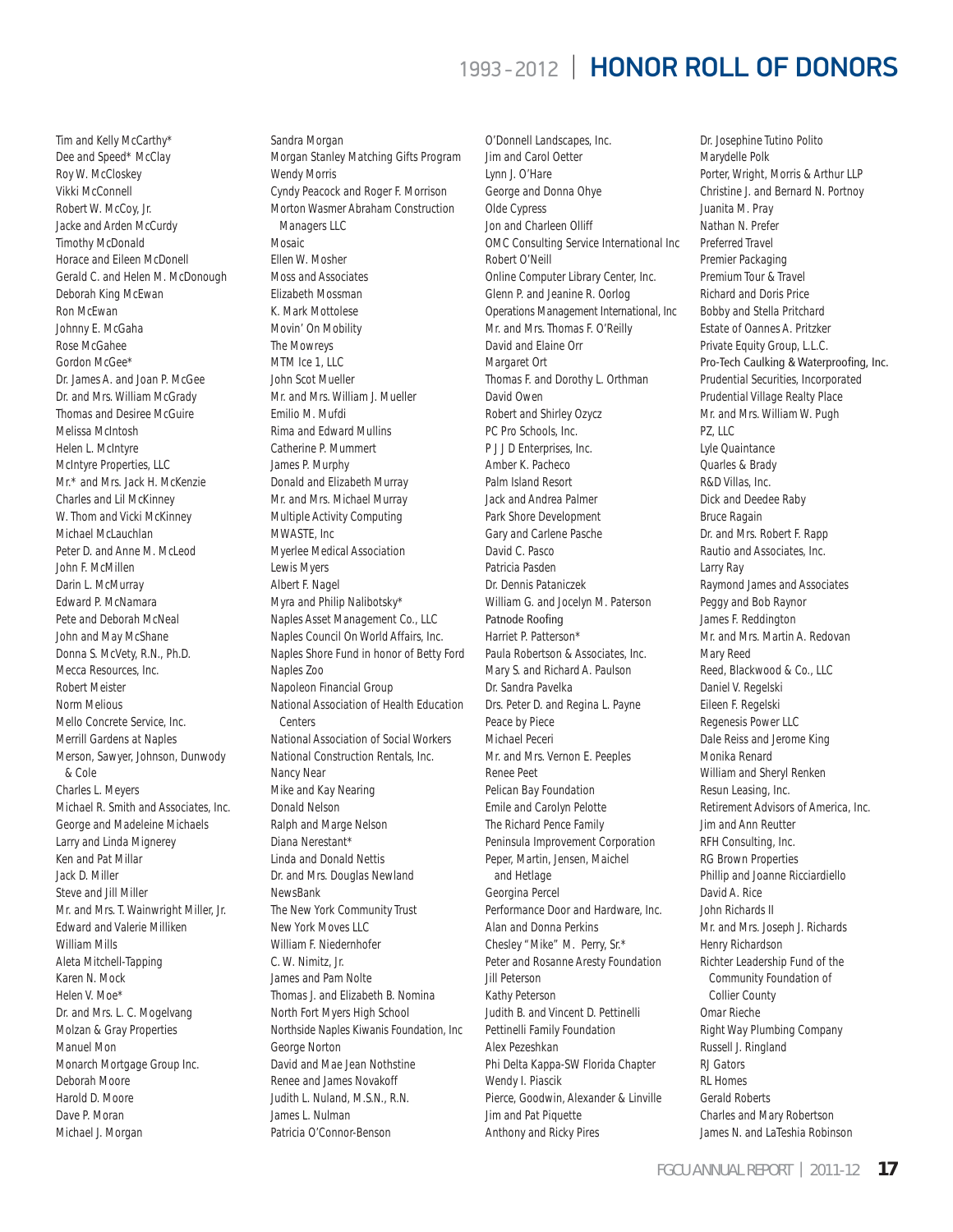Tim and Kelly McCarthy*
Dee and Speed* McClay
Roy W. McCloskey
Vikki McConnell
Robert W. McCoy, Jr.
Jacke and Arden McCurdy
Timothy McDonald
Horace and Eileen McDonell
Gerald C. and Helen M. McDonough
Deborah King McEwan
Ron McEwan
Johnny E. McGaha
Rose McGahee
Gordon McGee*
Dr. James A. and Joan P. McGee
Dr. and Mrs. William McGrady
Thomas and Desiree McGuire
Melissa McIntosh
Helen L. McIntyre
McIntyre Properties, LLC
Mr.* and Mrs. Jack H. McKenzie
Charles and Lil McKinney
W. Thom and Vicki McKinney
Michael McLauchlan
Peter D. and Anne M. McLeod
John F. McMillen
Darin L. McMurray
Edward P. McNamara
Pete and Deborah McNeal
John and May McShane
Donna S. McVety, R.N., Ph.D.
Mecca Resources, Inc.
Robert Meister
Norm Melious
Mello Concrete Service, Inc.
Merrill Gardens at Naples
Merson, Sawyer, Johnson, Dunwody & Cole
Charles L. Meyers
Michael R. Smith and Associates, Inc.
George and Madeleine Michaels
Larry and Linda Mignerey
Ken and Pat Millar
Jack D. Miller
Steve and Jill Miller
Mr. and Mrs. T. Wainwright Miller, Jr.
Edward and Valerie Milliken
William Mills
Aleta Mitchell-Tapping
Karen N. Mock
Helen V. Moe*
Dr. and Mrs. L. C. Mogelvang
Molzan & Gray Properties
Manuel Mon
Monarch Mortgage Group Inc.
Deborah Moore
Harold D. Moore
Dave P. Moran
Michael J. Morgan
Sandra Morgan
Morgan Stanley Matching Gifts Program
Wendy Morris
Cyndy Peacock and Roger F. Morrison
Morton Wasmer Abraham Construction Managers LLC
Mosaic
Ellen W. Mosher
Moss and Associates
Elizabeth Mossman
K. Mark Mottolese
Movin' On Mobility
The Mowreys
MTM Ice 1, LLC
John Scot Mueller
Mr. and Mrs. William J. Mueller
Emilio M. Mufdi
Rima and Edward Mullins
Catherine P. Mummert
James P. Murphy
Donald and Elizabeth Murray
Mr. and Mrs. Michael Murray
Multiple Activity Computing
MWASTE, Inc
Myerlee Medical Association
Lewis Myers
Albert F. Nagel
Myra and Philip Nalibotsky*
Naples Asset Management Co., LLC
Naples Council On World Affairs, Inc.
Naples Shore Fund in honor of Betty Ford
Naples Zoo
Napoleon Financial Group
National Association of Health Education Centers
National Association of Social Workers
National Construction Rentals, Inc.
Nancy Near
Mike and Kay Nearing
Donald Nelson
Ralph and Marge Nelson
Diana Nerestant*
Linda and Donald Nettis
Dr. and Mrs. Douglas Newland
NewsBank
The New York Community Trust
New York Moves LLC
William F. Niedernhofer
C. W. Nimitz, Jr.
James and Pam Nolte
Thomas J. and Elizabeth B. Nomina
North Fort Myers High School
Northside Naples Kiwanis Foundation, Inc
George Norton
David and Mae Jean Nothstine
Renee and James Novakoff
Judith L. Nuland, M.S.N., R.N.
James L. Nulman
Patricia O'Connor-Benson
O'Donnell Landscapes, Inc.
Jim and Carol Oetter
Lynn J. O'Hare
George and Donna Ohye
Olde Cypress
Jon and Charleen Olliff
OMC Consulting Service International Inc
Robert O'Neill
Online Computer Library Center, Inc.
Glenn P. and Jeanine R. Oorlog
Operations Management International, Inc
Mr. and Mrs. Thomas F. O'Reilly
David and Elaine Orr
Margaret Ort
Thomas F. and Dorothy L. Orthman
David Owen
Robert and Shirley Ozycz
PC Pro Schools, Inc.
P J J D Enterprises, Inc.
Amber K. Pacheco
Palm Island Resort
Jack and Andrea Palmer
Park Shore Development
Gary and Carlene Pasche
David C. Pasco
Patricia Pasden
Dr. Dennis Pataniczek
William G. and Jocelyn M. Paterson
Patnode Roofing
Harriet P. Patterson*
Paula Robertson & Associates, Inc.
Mary S. and Richard A. Paulson
Dr. Sandra Pavelka
Drs. Peter D. and Regina L. Payne
Peace by Piece
Michael Peceri
Mr. and Mrs. Vernon E. Peeples
Renee Peet
Pelican Bay Foundation
Emile and Carolyn Pelotte
The Richard Pence Family
Peninsula Improvement Corporation
Peper, Martin, Jensen, Maichel and Hetlage
Georgina Percel
Performance Door and Hardware, Inc.
Alan and Donna Perkins
Chesley "Mike" M. Perry, Sr.*
Peter and Rosanne Aresty Foundation
Jill Peterson
Kathy Peterson
Judith B. and Vincent D. Pettinelli
Pettinelli Family Foundation
Alex Pezeshkan
Phi Delta Kappa-SW Florida Chapter
Wendy I. Piascik
Pierce, Goodwin, Alexander & Linville
Jim and Pat Piquette
Anthony and Ricky Pires
Dr. Josephine Tutino Polito
Marydelle Polk
Porter, Wright, Morris & Arthur LLP
Christine J. and Bernard N. Portnoy
Juanita M. Pray
Nathan N. Prefer
Preferred Travel
Premier Packaging
Premium Tour & Travel
Richard and Doris Price
Bobby and Stella Pritchard
Estate of Oannes A. Pritzker
Private Equity Group, L.L.C.
Pro-Tech Caulking & Waterproofing, Inc.
Prudential Securities, Incorporated
Prudential Village Realty Place
Mr. and Mrs. William W. Pugh
PZ, LLC
Lyle Quaintance
Quarles & Brady
R&D Villas, Inc.
Dick and Deedee Raby
Bruce Ragain
Dr. and Mrs. Robert F. Rapp
Rautio and Associates, Inc.
Larry Ray
Raymond James and Associates
Peggy and Bob Raynor
James F. Reddington
Mr. and Mrs. Martin A. Redovan
Mary Reed
Reed, Blackwood & Co., LLC
Daniel V. Regelski
Eileen F. Regelski
Regenesis Power LLC
Dale Reiss and Jerome King
Monika Renard
William and Sheryl Renken
Resun Leasing, Inc.
Retirement Advisors of America, Inc.
Jim and Ann Reutter
RFH Consulting, Inc.
RG Brown Properties
Phillip and Joanne Ricciardiello
David A. Rice
John Richards II
Mr. and Mrs. Joseph J. Richards
Henry Richardson
Richter Leadership Fund of the Community Foundation of Collier County
Omar Rieche
Right Way Plumbing Company
Russell J. Ringland
RJ Gators
RL Homes
Gerald Roberts
Charles and Mary Robertson
James N. and LaTeshia Robinson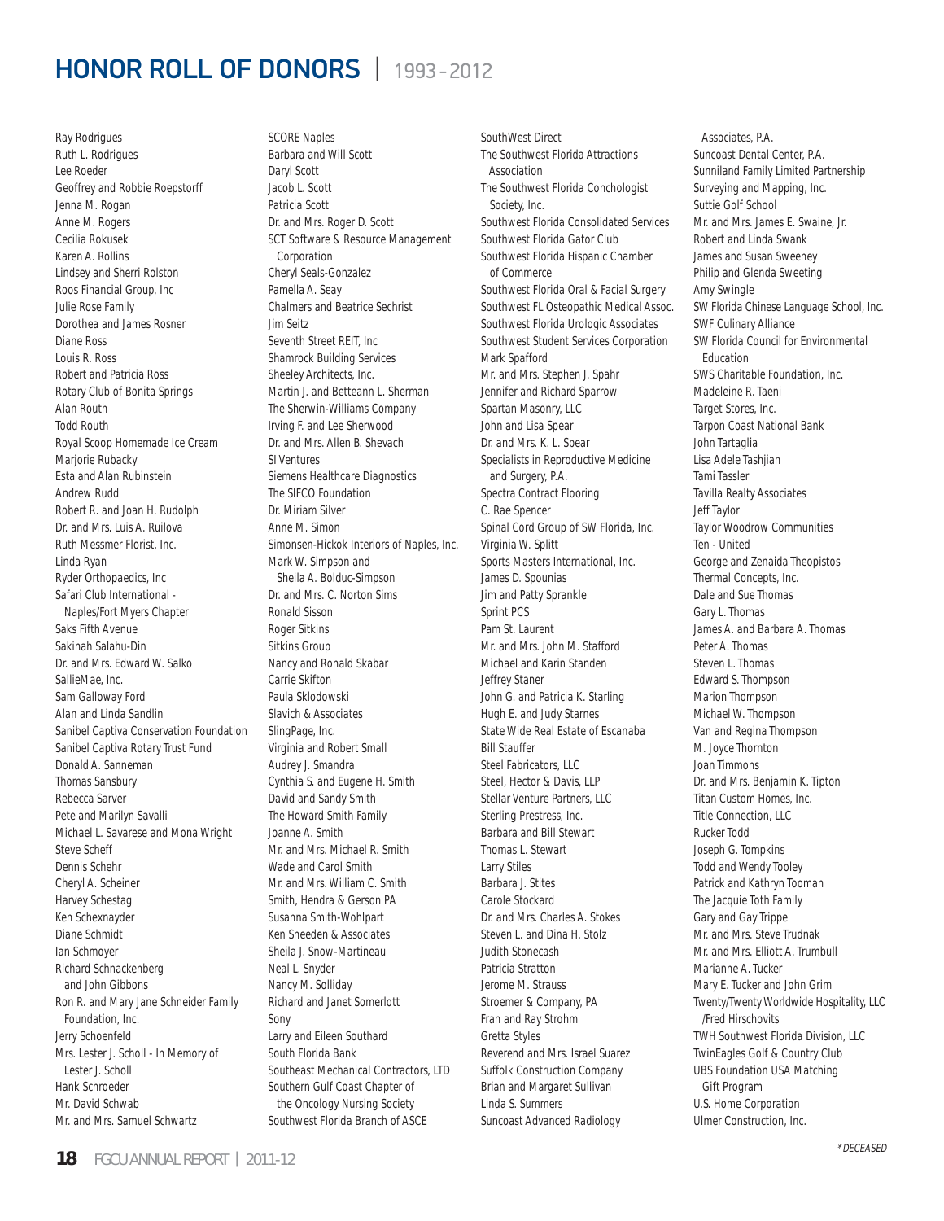# HONOR ROLL OF DONORS | 1993–2012

Ray Rodrigues
Ruth L. Rodrigues
Lee Roeder
Geoffrey and Robbie Roepstorff
Jenna M. Rogan
Anne M. Rogers
Cecilia Rokusek
Karen A. Rollins
Lindsey and Sherri Rolston
Roos Financial Group, Inc
Julie Rose Family
Dorothea and James Rosner
Diane Ross
Louis R. Ross
Robert and Patricia Ross
Rotary Club of Bonita Springs
Alan Routh
Todd Routh
Royal Scoop Homemade Ice Cream
Marjorie Rubacky
Esta and Alan Rubinstein
Andrew Rudd
Robert R. and Joan H. Rudolph
Dr. and Mrs. Luis A. Ruilova
Ruth Messmer Florist, Inc.
Linda Ryan
Ryder Orthopaedics, Inc
Safari Club International - Naples/Fort Myers Chapter
Saks Fifth Avenue
Sakinah Salahu-Din
Dr. and Mrs. Edward W. Salko
SallieMae, Inc.
Sam Galloway Ford
Alan and Linda Sandlin
Sanibel Captiva Conservation Foundation
Sanibel Captiva Rotary Trust Fund
Donald A. Sanneman
Thomas Sansbury
Rebecca Sarver
Pete and Marilyn Savalli
Michael L. Savarese and Mona Wright
Steve Scheff
Dennis Schehr
Cheryl A. Scheiner
Harvey Schestag
Ken Schexnayder
Diane Schmidt
Ian Schmoyer
Richard Schnackenberg and John Gibbons
Ron R. and Mary Jane Schneider Family Foundation, Inc.
Jerry Schoenfeld
Mrs. Lester J. Scholl - In Memory of Lester J. Scholl
Hank Schroeder
Mr. David Schwab
Mr. and Mrs. Samuel Schwartz
SCORE Naples
Barbara and Will Scott
Daryl Scott
Jacob L. Scott
Patricia Scott
Dr. and Mrs. Roger D. Scott
SCT Software & Resource Management Corporation
Cheryl Seals-Gonzalez
Pamella A. Seay
Chalmers and Beatrice Sechrist
Jim Seitz
Seventh Street REIT, Inc
Shamrock Building Services
Sheeley Architects, Inc.
Martin J. and Betteann L. Sherman
The Sherwin-Williams Company
Irving F. and Lee Sherwood
Dr. and Mrs. Allen B. Shevach
SI Ventures
Siemens Healthcare Diagnostics
The SIFCO Foundation
Dr. Miriam Silver
Anne M. Simon
Simonsen-Hickok Interiors of Naples, Inc.
Mark W. Simpson and Sheila A. Bolduc-Simpson
Dr. and Mrs. C. Norton Sims
Ronald Sisson
Roger Sitkins
Sitkins Group
Nancy and Ronald Skabar
Carrie Skifton
Paula Sklodowski
Slavich & Associates
SlingPage, Inc.
Virginia and Robert Small
Audrey J. Smandra
Cynthia S. and Eugene H. Smith
David and Sandy Smith
The Howard Smith Family
Joanne A. Smith
Mr. and Mrs. Michael R. Smith
Wade and Carol Smith
Mr. and Mrs. William C. Smith
Smith, Hendra & Gerson PA
Susanna Smith-Wohlpart
Ken Sneeden & Associates
Sheila J. Snow-Martineau
Neal L. Snyder
Nancy M. Solliday
Richard and Janet Somerlott
Sony
Larry and Eileen Southard
South Florida Bank
Southeast Mechanical Contractors, LTD
Southern Gulf Coast Chapter of the Oncology Nursing Society
Southwest Florida Branch of ASCE
SouthWest Direct
The Southwest Florida Attractions Association
The Southwest Florida Conchologist Society, Inc.
Southwest Florida Consolidated Services
Southwest Florida Gator Club
Southwest Florida Hispanic Chamber of Commerce
Southwest Florida Oral & Facial Surgery
Southwest FL Osteopathic Medical Assoc.
Southwest Florida Urologic Associates
Southwest Student Services Corporation
Mark Spafford
Mr. and Mrs. Stephen J. Spahr
Jennifer and Richard Sparrow
Spartan Masonry, LLC
John and Lisa Spear
Dr. and Mrs. K. L. Spear
Specialists in Reproductive Medicine and Surgery, P.A.
Spectra Contract Flooring
C. Rae Spencer
Spinal Cord Group of SW Florida, Inc.
Virginia W. Splitt
Sports Masters International, Inc.
James D. Spounias
Jim and Patty Sprankle
Sprint PCS
Pam St. Laurent
Mr. and Mrs. John M. Stafford
Michael and Karin Standen
Jeffrey Staner
John G. and Patricia K. Starling
Hugh E. and Judy Starnes
State Wide Real Estate of Escanaba
Bill Stauffer
Steel Fabricators, LLC
Steel, Hector & Davis, LLP
Stellar Venture Partners, LLC
Sterling Prestress, Inc.
Barbara and Bill Stewart
Thomas L. Stewart
Larry Stiles
Barbara J. Stites
Carole Stockard
Dr. and Mrs. Charles A. Stokes
Steven L. and Dina H. Stolz
Judith Stonecash
Patricia Stratton
Jerome M. Strauss
Stroemer & Company, PA
Fran and Ray Strohm
Gretta Styles
Reverend and Mrs. Israel Suarez
Suffolk Construction Company
Brian and Margaret Sullivan
Linda S. Summers
Suncoast Advanced Radiology Associates, P.A.
Suncoast Dental Center, P.A.
Sunniland Family Limited Partnership
Surveying and Mapping, Inc.
Suttie Golf School
Mr. and Mrs. James E. Swaine, Jr.
Robert and Linda Swank
James and Susan Sweeney
Philip and Glenda Sweeting
Amy Swingle
SW Florida Chinese Language School, Inc.
SWF Culinary Alliance
SW Florida Council for Environmental Education
SWS Charitable Foundation, Inc.
Madeleine R. Taeni
Target Stores, Inc.
Tarpon Coast National Bank
John Tartaglia
Lisa Adele Tashjian
Tami Tassler
Tavilla Realty Associates
Jeff Taylor
Taylor Woodrow Communities
Ten - United
George and Zenaida Theopistos
Thermal Concepts, Inc.
Dale and Sue Thomas
Gary L. Thomas
James A. and Barbara A. Thomas
Peter A. Thomas
Steven L. Thomas
Edward S. Thompson
Marion Thompson
Michael W. Thompson
Van and Regina Thompson
M. Joyce Thornton
Joan Timmons
Dr. and Mrs. Benjamin K. Tipton
Titan Custom Homes, Inc.
Title Connection, LLC
Rucker Todd
Joseph G. Tompkins
Todd and Wendy Tooley
Patrick and Kathryn Tooman
The Jacquie Toth Family
Gary and Gay Trippe
Mr. and Mrs. Steve Trudnak
Mr. and Mrs. Elliott A. Trumbull
Marianne A. Tucker
Mary E. Tucker and John Grim
Twenty/Twenty Worldwide Hospitality, LLC /Fred Hirschovits
TWH Southwest Florida Division, LLC
TwinEagles Golf & Country Club
UBS Foundation USA Matching Gift Program
U.S. Home Corporation
Ulmer Construction, Inc.

*DECEASED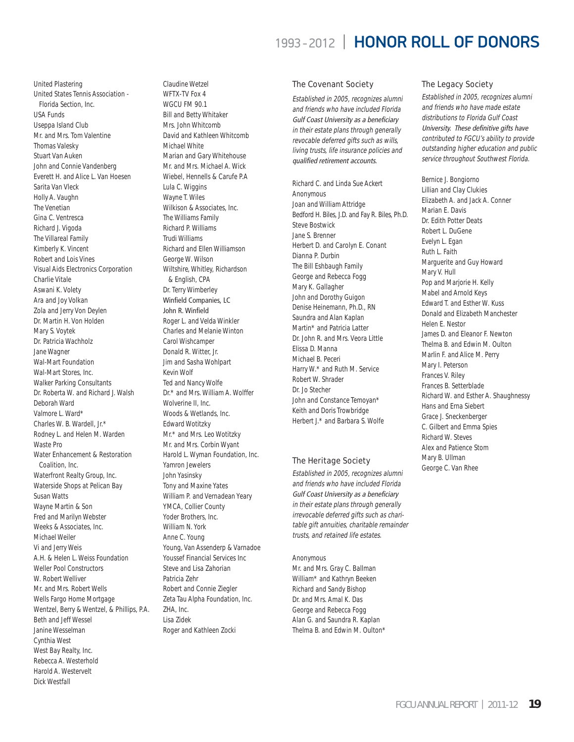# 1993 – 2012 | HONOR ROLL OF DONORS

United Plastering
United States Tennis Association - Florida Section, Inc.
USA Funds
Useppa Island Club
Mr. and Mrs. Tom Valentine
Thomas Valesky
Stuart Van Auken
John and Connie Vandenberg
Everett H. and Alice L. Van Hoesen
Sarita Van Vleck
Holly A. Vaughn
The Venetian
Gina C. Ventresca
Richard J. Vigoda
The Villareal Family
Kimberly K. Vincent
Robert and Lois Vines
Visual Aids Electronics Corporation
Charlie Vitale
Aswani K. Volety
Ara and Joy Volkan
Zola and Jerry Von Deylen
Dr. Martin H. Von Holden
Mary S. Voytek
Dr. Patricia Wachholz
Jane Wagner
Wal-Mart Foundation
Wal-Mart Stores, Inc.
Walker Parking Consultants
Dr. Roberta W. and Richard J. Walsh
Deborah Ward
Valmore L. Ward*
Charles W. B. Wardell, Jr.*
Rodney L. and Helen M. Warden
Waste Pro
Water Enhancement & Restoration Coalition, Inc.
Waterfront Realty Group, Inc.
Waterside Shops at Pelican Bay
Susan Watts
Wayne Martin & Son
Fred and Marilyn Webster
Weeks & Associates, Inc.
Michael Weiler
Vi and Jerry Weis
A.H. & Helen L. Weiss Foundation
Weller Pool Constructors
W. Robert Welliver
Mr. and Mrs. Robert Wells
Wells Fargo Home Mortgage
Wentzel, Berry & Wentzel, & Phillips, P.A.
Beth and Jeff Wessel
Janine Wesselman
Cynthia West
West Bay Realty, Inc.
Rebecca A. Westerhold
Harold A. Westervelt
Dick Westfall

Claudine Wetzel
WFTX-TV Fox 4
WGCU FM 90.1
Bill and Betty Whitaker
Mrs. John Whitcomb
David and Kathleen Whitcomb
Michael White
Marian and Gary Whitehouse
Mr. and Mrs. Michael A. Wick
Wiebel, Hennells & Carufe P.A
Lula C. Wiggins
Wayne T. Wiles
Wilkison & Associates, Inc.
The Williams Family
Richard P. Williams
Trudi Williams
Richard and Ellen Williamson
George W. Wilson
Wiltshire, Whitley, Richardson & English, CPA
Dr. Terry Wimberley
Winfield Companies, LC
John R. Winfield
Roger L. and Velda Winkler
Charles and Melanie Winton
Carol Wishcamper
Donald R. Witter, Jr.
Jim and Sasha Wohlpart
Kevin Wolf
Ted and Nancy Wolfe
Dr.* and Mrs. William A. Wolffer
Wolverine II, Inc.
Woods & Wetlands, Inc.
Edward Wotitzky
Mr.* and Mrs. Leo Wotitzky
Mr. and Mrs. Corbin Wyant
Harold L. Wyman Foundation, Inc.
Yamron Jewelers
John Yasinsky
Tony and Maxine Yates
William P. and Vernadean Yeary
YMCA, Collier County
Yoder Brothers, Inc.
William N. York
Anne C. Young
Young, Van Assenderp & Varnadoe
Youssef Financial Services Inc
Steve and Lisa Zahorian
Patricia Zehr
Robert and Connie Ziegler
Zeta Tau Alpha Foundation, Inc.
ZHA, Inc.
Lisa Zidek
Roger and Kathleen Zocki

## The Covenant Society

*Established in 2005, recognizes alumni and friends who have included Florida Gulf Coast University as a beneficiary in their estate plans through generally revocable deferred gifts such as wills, living trusts, life insurance policies and qualified retirement accounts.*

Richard C. and Linda Sue Ackert
Anonymous
Joan and William Attridge
Bedford H. Biles, J.D. and Fay R. Biles, Ph.D.
Steve Bostwick
Jane S. Brenner
Herbert D. and Carolyn E. Conant
Dianna P. Durbin
The Bill Eshbaugh Family
George and Rebecca Fogg
Mary K. Gallagher
John and Dorothy Guigon
Denise Heinemann, Ph.D., RN
Saundra and Alan Kaplan
Martin* and Patricia Latter
Dr. John R. and Mrs. Veora Little
Elissa D. Manna
Michael B. Peceri
Harry W.* and Ruth M. Service
Robert W. Shrader
Dr. Jo Stecher
John and Constance Temoyan*
Keith and Doris Trowbridge
Herbert J.* and Barbara S. Wolfe

## The Heritage Society

*Established in 2005, recognizes alumni and friends who have included Florida Gulf Coast University as a beneficiary in their estate plans through generally irrevocable deferred gifts such as charitable gift annuities, charitable remainder trusts, and retained life estates.*

Anonymous
Mr. and Mrs. Gray C. Ballman
William* and Kathryn Beeken
Richard and Sandy Bishop
Dr. and Mrs. Amal K. Das
George and Rebecca Fogg
Alan G. and Saundra R. Kaplan
Thelma B. and Edwin M. Oulton*

## The Legacy Society

*Established in 2005, recognizes alumni and friends who have made estate distributions to Florida Gulf Coast University. These definitive gifts have contributed to FGCU's ability to provide outstanding higher education and public service throughout Southwest Florida.*

Bernice J. Bongiorno
Lillian and Clay Clukies
Elizabeth A. and Jack A. Conner
Marian E. Davis
Dr. Edith Potter Deats
Robert L. DuGene
Evelyn L. Egan
Ruth L. Faith
Marguerite and Guy Howard
Mary V. Hull
Pop and Marjorie H. Kelly
Mabel and Arnold Keys
Edward T. and Esther W. Kuss
Donald and Elizabeth Manchester
Helen E. Nestor
James D. and Eleanor F. Newton
Thelma B. and Edwin M. Oulton
Marlin F. and Alice M. Perry
Mary I. Peterson
Frances V. Riley
Frances B. Setterblade
Richard W. and Esther A. Shaughnessy
Hans and Erna Siebert
Grace J. Sneckenberger
C. Gilbert and Emma Spies
Richard W. Steves
Alex and Patience Stom
Mary B. Ullman
George C. Van Rhee